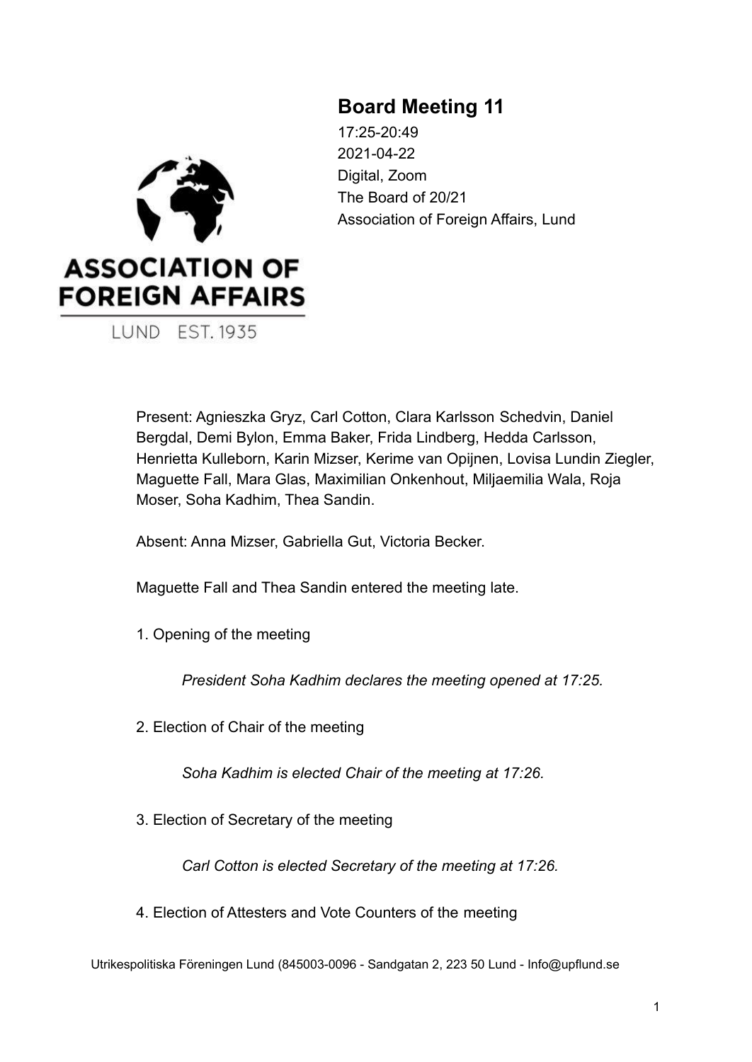# Board Meeting 11

17:25-20:49
2021-04-22
Digital, Zoom
The Board of 20/21
Association of Foreign Affairs, Lund

Present: Agnieszka Gryz, Carl Cotton, Clara Karlsson Schedvin, Daniel Bergdal, Demi Bylon, Emma Baker, Frida Lindberg, Hedda Carlsson, Henrietta Kulleborn, Karin Mizser, Kerime van Opijnen, Lovisa Lundin Ziegler, Maguette Fall, Mara Glas, Maximilian Onkenhout, Miljaemilia Wala, Roja Moser, Soha Kadhim, Thea Sandin.

Absent: Anna Mizser, Gabriella Gut, Victoria Becker.

Maguette Fall and Thea Sandin entered the meeting late.

1. Opening of the meeting

   *President Soha Kadhim declares the meeting opened at 17:25.*

2. Election of Chair of the meeting

   *Soha Kadhim is elected Chair of the meeting at 17:26.*

3. Election of Secretary of the meeting

   *Carl Cotton is elected Secretary of the meeting at 17:26.*

4. Election of Attesters and Vote Counters of the meeting

Utrikespolitiska Föreningen Lund (845003-0096 - Sandgatan 2, 223 50 Lund - Info@upflund.se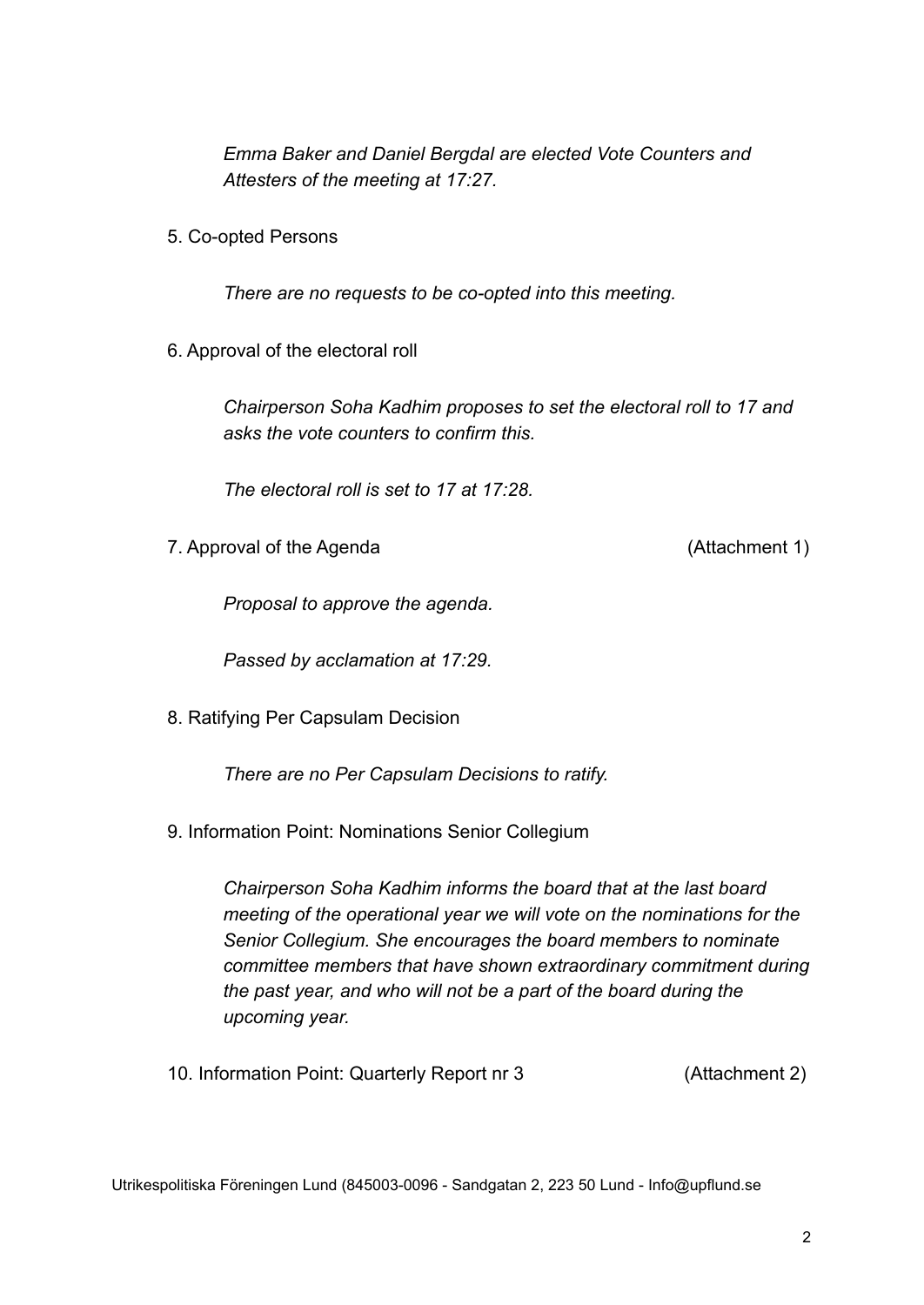*Emma Baker and Daniel Bergdal are elected Vote Counters and Attesters of the meeting at 17:27.*

5. Co-opted Persons

*There are no requests to be co-opted into this meeting.*

6. Approval of the electoral roll

*Chairperson Soha Kadhim proposes to set the electoral roll to 17 and asks the vote counters to confirm this.*

*The electoral roll is set to 17 at 17:28.*

7. Approval of the Agenda (Attachment 1)

*Proposal to approve the agenda.*

*Passed by acclamation at 17:29.*

8. Ratifying Per Capsulam Decision

*There are no Per Capsulam Decisions to ratify.*

9. Information Point: Nominations Senior Collegium

*Chairperson Soha Kadhim informs the board that at the last board meeting of the operational year we will vote on the nominations for the Senior Collegium. She encourages the board members to nominate committee members that have shown extraordinary commitment during the past year, and who will not be a part of the board during the upcoming year.*

10. Information Point: Quarterly Report nr 3 (Attachment 2)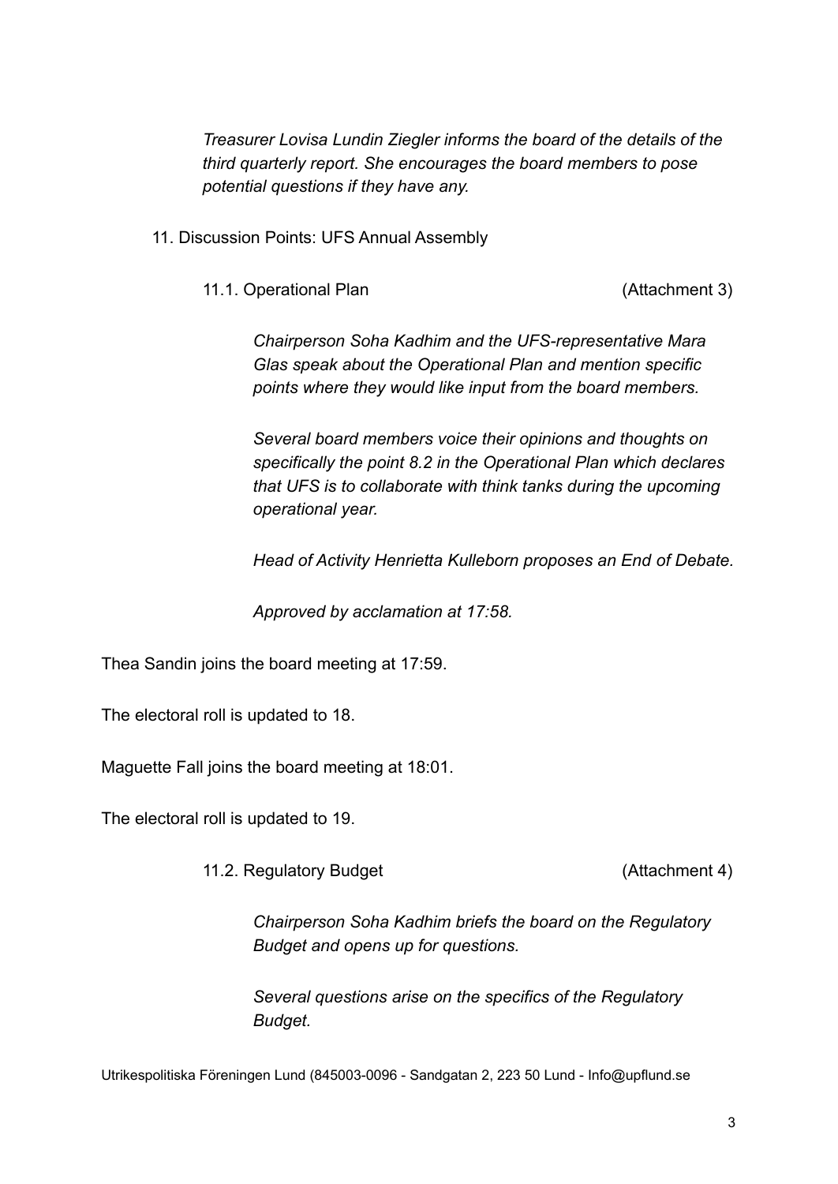*Treasurer Lovisa Lundin Ziegler informs the board of the details of the third quarterly report. She encourages the board members to pose potential questions if they have any.*

11. Discussion Points: UFS Annual Assembly

11.1. Operational Plan (Attachment 3)

*Chairperson Soha Kadhim and the UFS-representative Mara Glas speak about the Operational Plan and mention specific points where they would like input from the board members.*

*Several board members voice their opinions and thoughts on specifically the point 8.2 in the Operational Plan which declares that UFS is to collaborate with think tanks during the upcoming operational year.*

*Head of Activity Henrietta Kulleborn proposes an End of Debate.*

*Approved by acclamation at 17:58.*

Thea Sandin joins the board meeting at 17:59.

The electoral roll is updated to 18.

Maguette Fall joins the board meeting at 18:01.

The electoral roll is updated to 19.

11.2. Regulatory Budget (Attachment 4)

*Chairperson Soha Kadhim briefs the board on the Regulatory Budget and opens up for questions.*

*Several questions arise on the specifics of the Regulatory Budget.*

Utrikespolitiska Föreningen Lund (845003-0096 - Sandgatan 2, 223 50 Lund - Info@upflund.se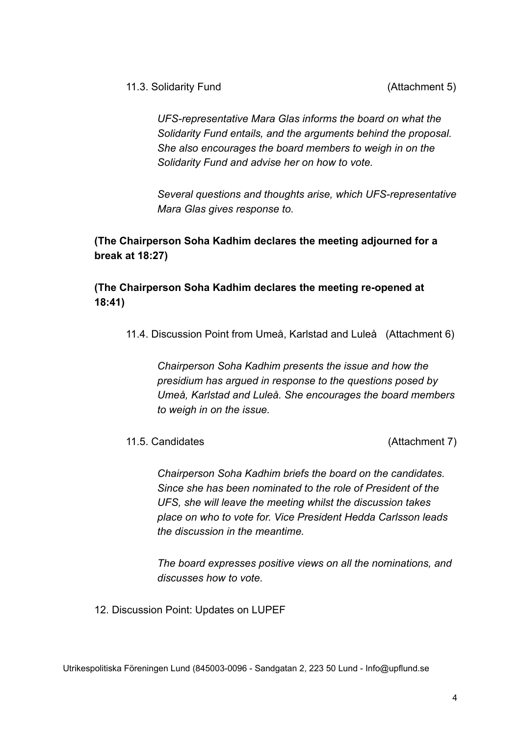11.3. Solidarity Fund (Attachment 5)

*UFS-representative Mara Glas informs the board on what the Solidarity Fund entails, and the arguments behind the proposal. She also encourages the board members to weigh in on the Solidarity Fund and advise her on how to vote.*

*Several questions and thoughts arise, which UFS-representative Mara Glas gives response to.*

**(The Chairperson Soha Kadhim declares the meeting adjourned for a break at 18:27)**

**(The Chairperson Soha Kadhim declares the meeting re-opened at 18:41)**

11.4. Discussion Point from Umeå, Karlstad and Luleå (Attachment 6)

*Chairperson Soha Kadhim presents the issue and how the presidium has argued in response to the questions posed by Umeå, Karlstad and Luleå. She encourages the board members to weigh in on the issue.*

11.5. Candidates (Attachment 7)

*Chairperson Soha Kadhim briefs the board on the candidates. Since she has been nominated to the role of President of the UFS, she will leave the meeting whilst the discussion takes place on who to vote for. Vice President Hedda Carlsson leads the discussion in the meantime.*

*The board expresses positive views on all the nominations, and discusses how to vote.*

12. Discussion Point: Updates on LUPEF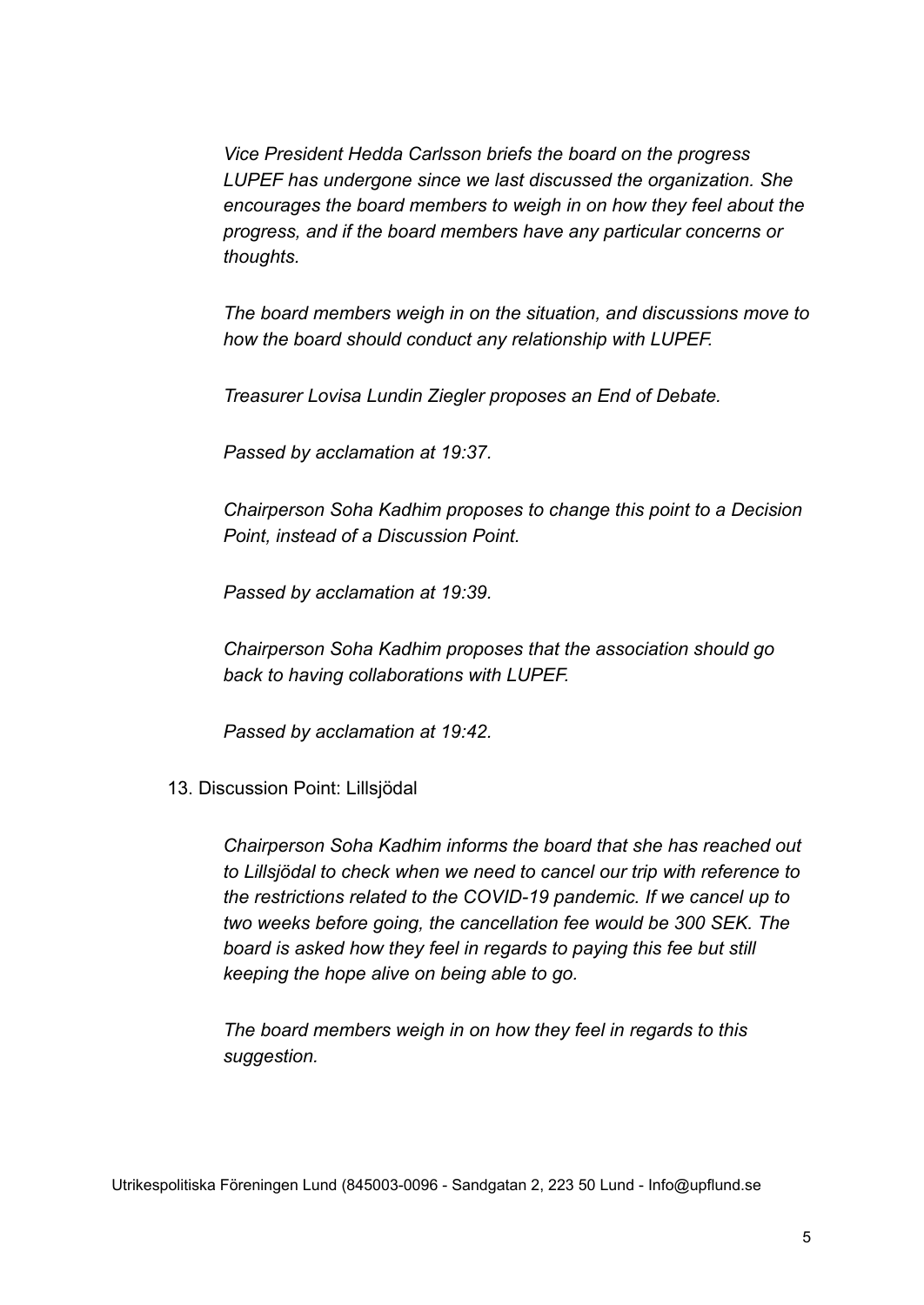*Vice President Hedda Carlsson briefs the board on the progress LUPEF has undergone since we last discussed the organization. She encourages the board members to weigh in on how they feel about the progress, and if the board members have any particular concerns or thoughts.*

*The board members weigh in on the situation, and discussions move to how the board should conduct any relationship with LUPEF.*

*Treasurer Lovisa Lundin Ziegler proposes an End of Debate.*

*Passed by acclamation at 19:37.*

*Chairperson Soha Kadhim proposes to change this point to a Decision Point, instead of a Discussion Point.*

*Passed by acclamation at 19:39.*

*Chairperson Soha Kadhim proposes that the association should go back to having collaborations with LUPEF.*

*Passed by acclamation at 19:42.*

13. Discussion Point: Lillsjödal

*Chairperson Soha Kadhim informs the board that she has reached out to Lillsjödal to check when we need to cancel our trip with reference to the restrictions related to the COVID-19 pandemic. If we cancel up to two weeks before going, the cancellation fee would be 300 SEK. The board is asked how they feel in regards to paying this fee but still keeping the hope alive on being able to go.*

*The board members weigh in on how they feel in regards to this suggestion.*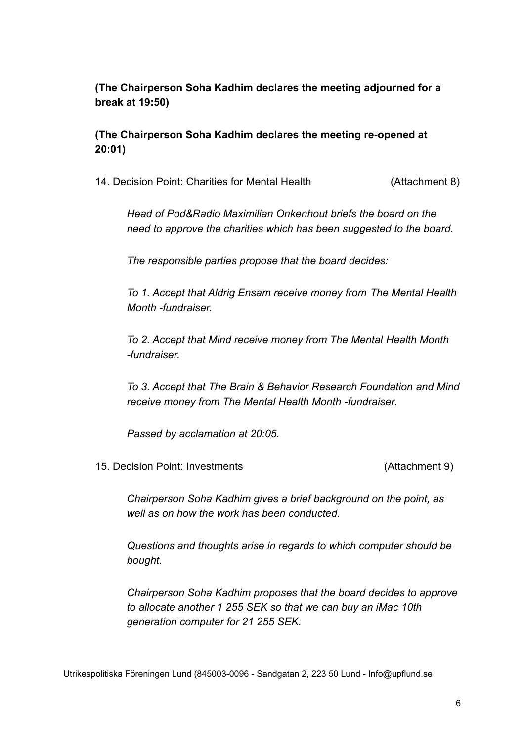**(The Chairperson Soha Kadhim declares the meeting adjourned for a break at 19:50)**

**(The Chairperson Soha Kadhim declares the meeting re-opened at 20:01)**

14. Decision Point: Charities for Mental Health (Attachment 8)

*Head of Pod&Radio Maximilian Onkenhout briefs the board on the need to approve the charities which has been suggested to the board.*

*The responsible parties propose that the board decides:*

*To 1. Accept that Aldrig Ensam receive money from The Mental Health Month -fundraiser.*

*To 2. Accept that Mind receive money from The Mental Health Month -fundraiser.*

*To 3. Accept that The Brain & Behavior Research Foundation and Mind receive money from The Mental Health Month -fundraiser.*

*Passed by acclamation at 20:05.*

15. Decision Point: Investments (Attachment 9)

*Chairperson Soha Kadhim gives a brief background on the point, as well as on how the work has been conducted.*

*Questions and thoughts arise in regards to which computer should be bought.*

*Chairperson Soha Kadhim proposes that the board decides to approve to allocate another 1 255 SEK so that we can buy an iMac 10th generation computer for 21 255 SEK.*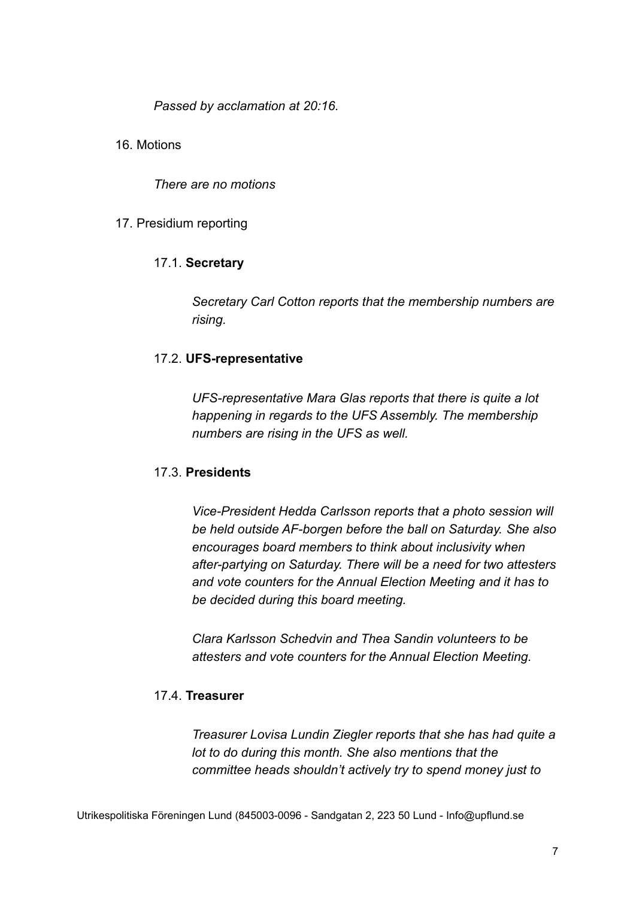*Passed by acclamation at 20:16.*

16. Motions

    *There are no motions*

17. Presidium reporting

    17.1. **Secretary**

    *Secretary Carl Cotton reports that the membership numbers are rising.*

    17.2. **UFS-representative**

    *UFS-representative Mara Glas reports that there is quite a lot happening in regards to the UFS Assembly. The membership numbers are rising in the UFS as well.*

    17.3. **Presidents**

    *Vice-President Hedda Carlsson reports that a photo session will be held outside AF-borgen before the ball on Saturday. She also encourages board members to think about inclusivity when after-partying on Saturday. There will be a need for two attesters and vote counters for the Annual Election Meeting and it has to be decided during this board meeting.*

    *Clara Karlsson Schedvin and Thea Sandin volunteers to be attesters and vote counters for the Annual Election Meeting.*

    17.4. **Treasurer**

    *Treasurer Lovisa Lundin Ziegler reports that she has had quite a lot to do during this month. She also mentions that the committee heads shouldn't actively try to spend money just to*

Utrikespolitiska Föreningen Lund (845003-0096 - Sandgatan 2, 223 50 Lund - Info@upflund.se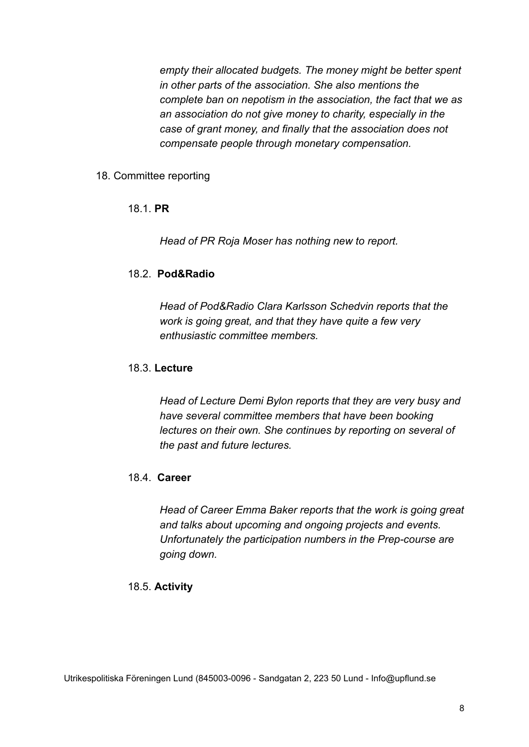*empty their allocated budgets. The money might be better spent in other parts of the association. She also mentions the complete ban on nepotism in the association, the fact that we as an association do not give money to charity, especially in the case of grant money, and finally that the association does not compensate people through monetary compensation.*

18. Committee reporting

18.1. **PR**

*Head of PR Roja Moser has nothing new to report.*

18.2. **Pod&Radio**

*Head of Pod&Radio Clara Karlsson Schedvin reports that the work is going great, and that they have quite a few very enthusiastic committee members.*

18.3. **Lecture**

*Head of Lecture Demi Bylon reports that they are very busy and have several committee members that have been booking lectures on their own. She continues by reporting on several of the past and future lectures.*

18.4. **Career**

*Head of Career Emma Baker reports that the work is going great and talks about upcoming and ongoing projects and events. Unfortunately the participation numbers in the Prep-course are going down.*

18.5. **Activity**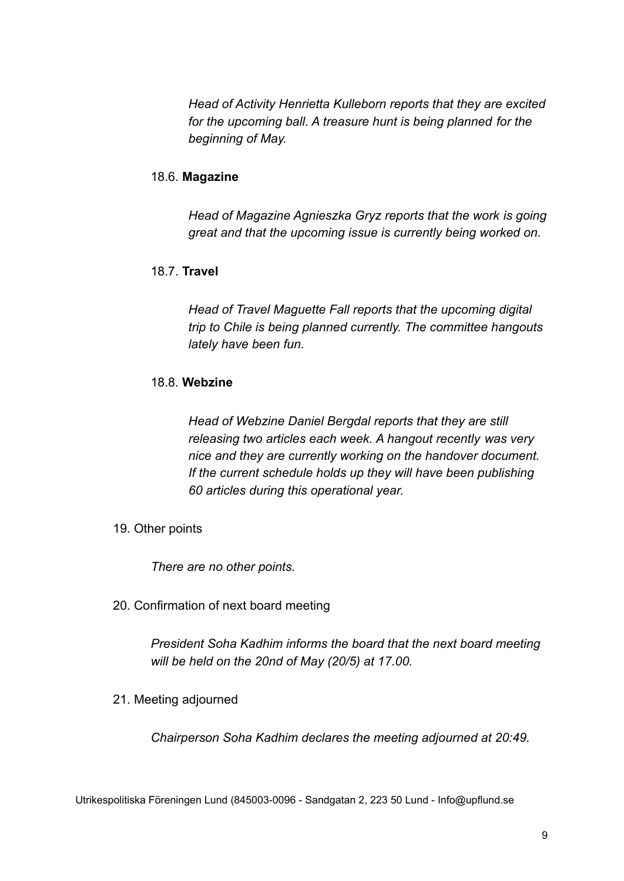*Head of Activity Henrietta Kulleborn reports that they are excited for the upcoming ball. A treasure hunt is being planned for the beginning of May.*

18.6. **Magazine**

*Head of Magazine Agnieszka Gryz reports that the work is going great and that the upcoming issue is currently being worked on.*

18.7. **Travel**

*Head of Travel Maguette Fall reports that the upcoming digital trip to Chile is being planned currently. The committee hangouts lately have been fun.*

18.8. **Webzine**

*Head of Webzine Daniel Bergdal reports that they are still releasing two articles each week. A hangout recently was very nice and they are currently working on the handover document. If the current schedule holds up they will have been publishing 60 articles during this operational year.*

19. Other points

*There are no other points.*

20. Confirmation of next board meeting

*President Soha Kadhim informs the board that the next board meeting will be held on the 20nd of May (20/5) at 17.00.*

21. Meeting adjourned

*Chairperson Soha Kadhim declares the meeting adjourned at 20:49.*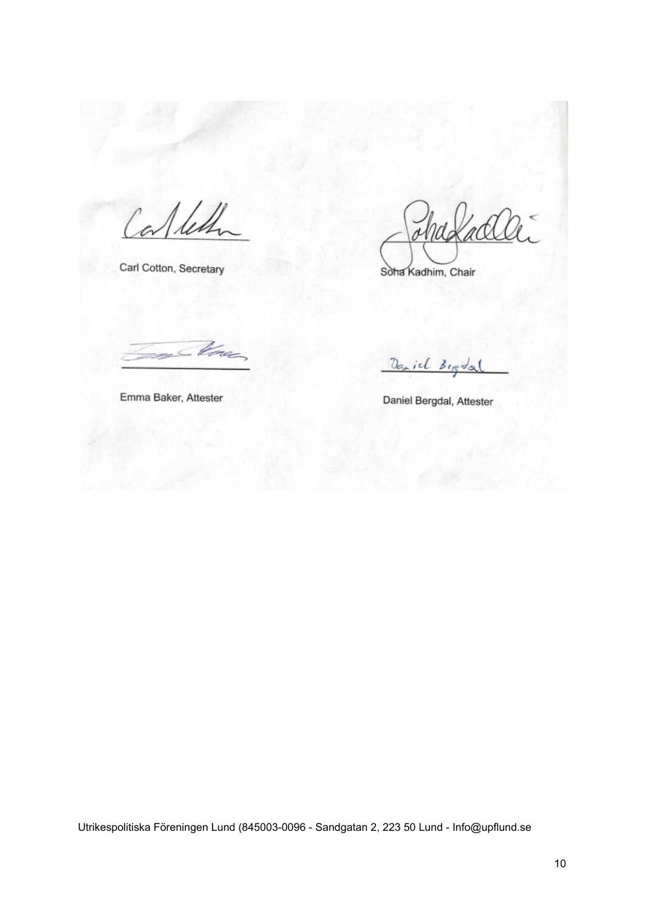Carl Cotton, Secretary

Soha Kadhim, Chair

Emma Baker, Attester

Daniel Bergdal, Attester

Utrikespolitiska Föreningen Lund (845003-0096 - Sandgatan 2, 223 50 Lund - Info@upflund.se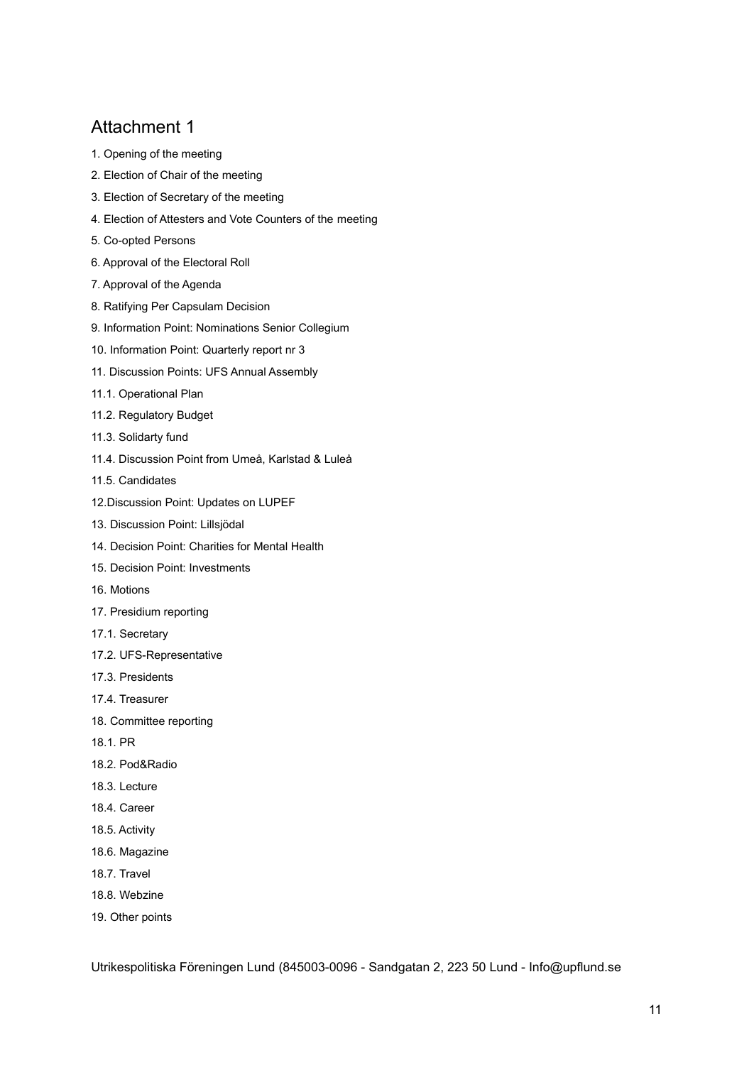## Attachment 1

1. Opening of the meeting
2. Election of Chair of the meeting
3. Election of Secretary of the meeting
4. Election of Attesters and Vote Counters of the meeting
5. Co-opted Persons
6. Approval of the Electoral Roll
7. Approval of the Agenda
8. Ratifying Per Capsulam Decision
9. Information Point: Nominations Senior Collegium
10. Information Point: Quarterly report nr 3
11. Discussion Points: UFS Annual Assembly

11.1. Operational Plan

11.2. Regulatory Budget

11.3. Solidarty fund

11.4. Discussion Point from Umeå, Karlstad & Luleå

11.5. Candidates

12.Discussion Point: Updates on LUPEF

13. Discussion Point: Lillsjödal

14. Decision Point: Charities for Mental Health

15. Decision Point: Investments

16. Motions

17. Presidium reporting

17.1. Secretary

17.2. UFS-Representative

17.3. Presidents

17.4. Treasurer

18. Committee reporting

18.1. PR

18.2. Pod&Radio

18.3. Lecture

18.4. Career

18.5. Activity

18.6. Magazine

18.7. Travel

18.8. Webzine

19. Other points

Utrikespolitiska Föreningen Lund (845003-0096 - Sandgatan 2, 223 50 Lund - Info@upflund.se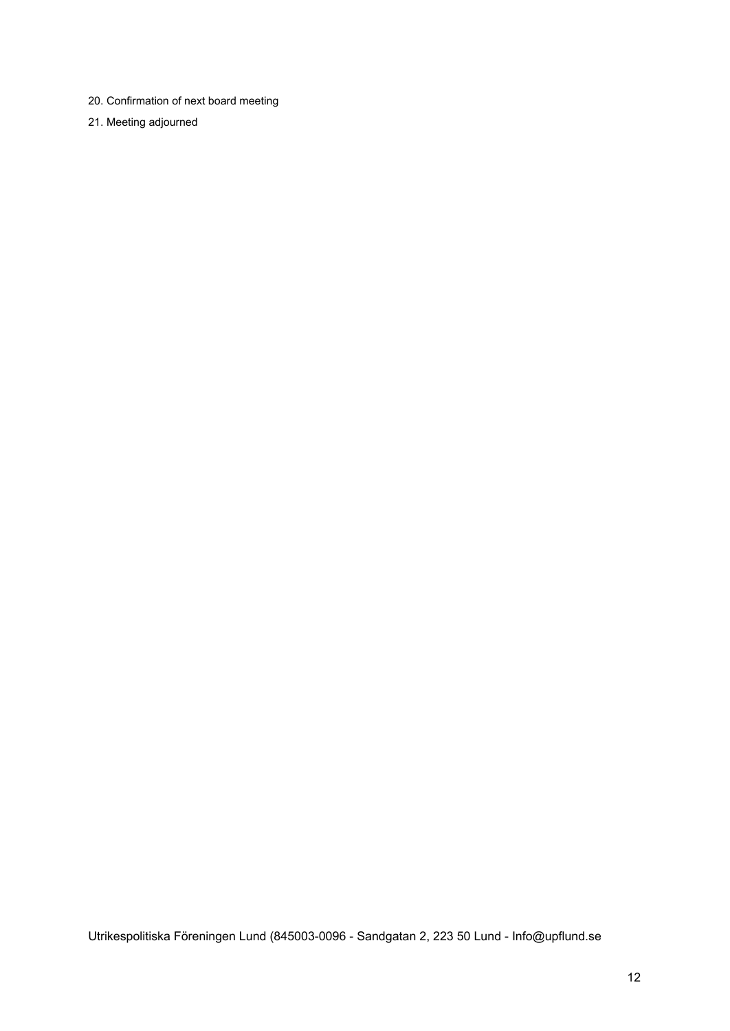20. Confirmation of next board meeting
21. Meeting adjourned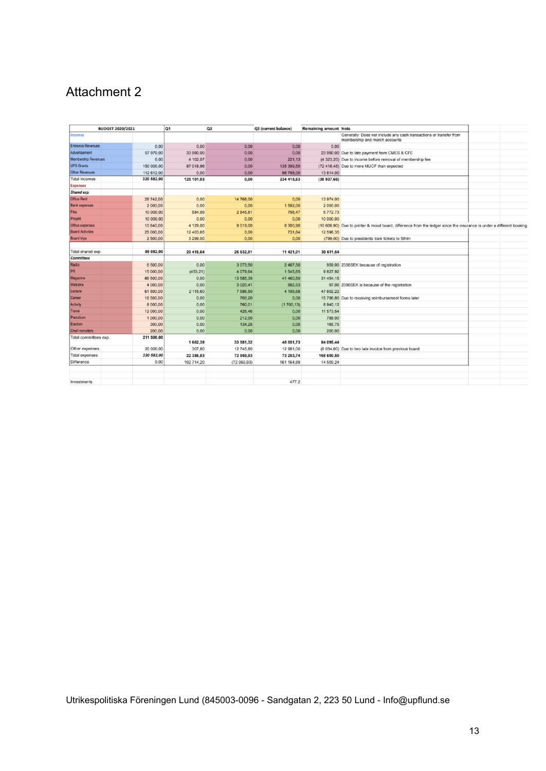# Attachment 2

| BUDGET 2020/2021 | | Q1 | Q2 | Q3 (current balance) | Remaining amount | Note |
|---|---|---|---|---|---|---|
| Incomes | | | | | | Generally: Does not include any cash transactions or transfer from membership and merch accounts |
| Entrance Revenues | 0,00 | 0,00 | 0,00 | 0,00 | 0,00 | |
| Advertisement | 57 970,00 | 33 980,00 | 0,00 | 0,00 | 23 990,00 | Due to late payment from CMES & CFE |
| Membership Revenues | 0,00 | 4 102,07 | 0,00 | 221,13 | (4 323,20) | Due to income before removal of membership fee |
| UFS Grants | 150 000,00 | 87 018,96 | 0,00 | 135 399,50 | (72 418,46) | Due to more MUCF than expected |
| Other Revenues | 112 612,00 | 0,00 | 0,00 | 98 798,00 | 13 814,00 | |
| Total Incomes | 320 582,00 | 125 101,03 | 0,00 | 234 418,63 | (38 937,66) | |
| Expenses | | | | | | |
| *Shared exp.* | | | | | | |
| Office Rent | 28 742,00 | 0,00 | 14 768,00 | 0,00 | 13 974,00 | |
| Bank expenses | 2 000,00 | 0,00 | 0,00 | 1 592,00 | 2 000,00 | |
| Fika | 10 000,00 | 584,99 | 2 845,81 | 796,47 | 5 772,73 | |
| Projekt | 10 000,00 | 0,00 | 0,00 | 0,00 | 10 000,00 | |
| Office expenses | 10 840,00 | 4 129,00 | 9 019,00 | 8 300,90 | (10 608,90) | Due to printer & mood board, difference from the ledger since the insurance is under a different booking |
| Board Activities | 25 000,00 | 12 403,65 | 0,00 | 731,64 | 12 596,35 | |
| Board trips | 2 500,00 | 3 299,00 | 0,00 | 0,00 | (799,00) | Due to presidents train tickets to Sthlm |
| Total shared exp. | 89 082,00 | 20 416,64 | 26 632,81 | 11 421,01 | 30 611,54 | |
| *Committees* | | | | | | |
| Radio | 6 500,00 | 0,00 | 3 073,50 | 2 467,50 | 959,00 | 2356SEK because of registration |
| PR | 15 000,00 | (453,21) | 4 079,64 | 1 545,65 | 9 827,92 | |
| Magazine | 86 500,00 | 0,00 | 13 585,35 | 41 460,50 | 31 454,15 | |
| Webzine | 4 000,00 | 0,00 | 3 020,41 | 882,53 | 97,06 | 2396SEK is because of the registration |
| Lecture | 61 500,00 | 2 115,60 | 7 586,50 | 4 195,68 | 47 602,22 | |
| Career | 16 500,00 | 0,00 | 703,20 | 0,00 | 15 796,80 | Due to receiving reimbursement forms later |
| Activity | 8 000,00 | 0,00 | 760,01 | (1 700,13) | 8 940,12 | |
| Travel | 12 000,00 | 0,00 | 426,46 | 0,00 | 11 573,54 | |
| Presidium | 1 000,00 | 0,00 | 212,00 | 0,00 | 788,00 | |
| Election | 300,00 | 0,00 | 134,25 | 0,00 | 165,75 | |
| Chief recruiters | 200,00 | 0,00 | 0,00 | 0,00 | 200,00 | |
| Total committees exp. | 211 500,00 | 1 662,39 | 33 581,32 | 48 851,73 | 84 095,44 | |
| Other expenses | 20 000,00 | 307,80 | 12 745,80 | 12 981,00 | (6 034,60) | Due to two late invoice from previous board |
| Total expenses | 320 582,00 | 22 386,83 | 72 959,93 | 73 253,74 | 168 600,50 | |
| Difference | 0,00 | 102 714,20 | (72 959,93) | 161 164,89 | 14 509,24 | |
| | | | | | | |
| Investments | | | | 477,2 | | |

Utrikespolitiska Föreningen Lund (845003-0096 - Sandgatan 2, 223 50 Lund - Info@upflund.se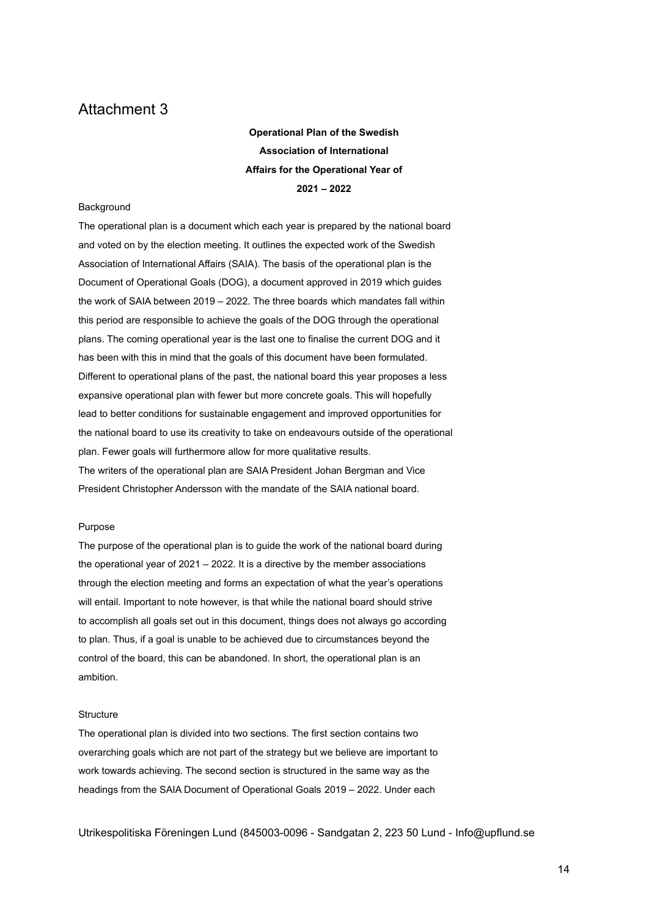# Attachment 3

**Operational Plan of the Swedish Association of International Affairs for the Operational Year of 2021 – 2022**

Background

The operational plan is a document which each year is prepared by the national board and voted on by the election meeting. It outlines the expected work of the Swedish Association of International Affairs (SAIA). The basis of the operational plan is the Document of Operational Goals (DOG), a document approved in 2019 which guides the work of SAIA between 2019 – 2022. The three boards which mandates fall within this period are responsible to achieve the goals of the DOG through the operational plans. The coming operational year is the last one to finalise the current DOG and it has been with this in mind that the goals of this document have been formulated. Different to operational plans of the past, the national board this year proposes a less expansive operational plan with fewer but more concrete goals. This will hopefully lead to better conditions for sustainable engagement and improved opportunities for the national board to use its creativity to take on endeavours outside of the operational plan. Fewer goals will furthermore allow for more qualitative results.
The writers of the operational plan are SAIA President Johan Bergman and Vice President Christopher Andersson with the mandate of the SAIA national board.

Purpose

The purpose of the operational plan is to guide the work of the national board during the operational year of 2021 – 2022. It is a directive by the member associations through the election meeting and forms an expectation of what the year's operations will entail. Important to note however, is that while the national board should strive to accomplish all goals set out in this document, things does not always go according to plan. Thus, if a goal is unable to be achieved due to circumstances beyond the control of the board, this can be abandoned. In short, the operational plan is an ambition.

Structure

The operational plan is divided into two sections. The first section contains two overarching goals which are not part of the strategy but we believe are important to work towards achieving. The second section is structured in the same way as the headings from the SAIA Document of Operational Goals 2019 – 2022. Under each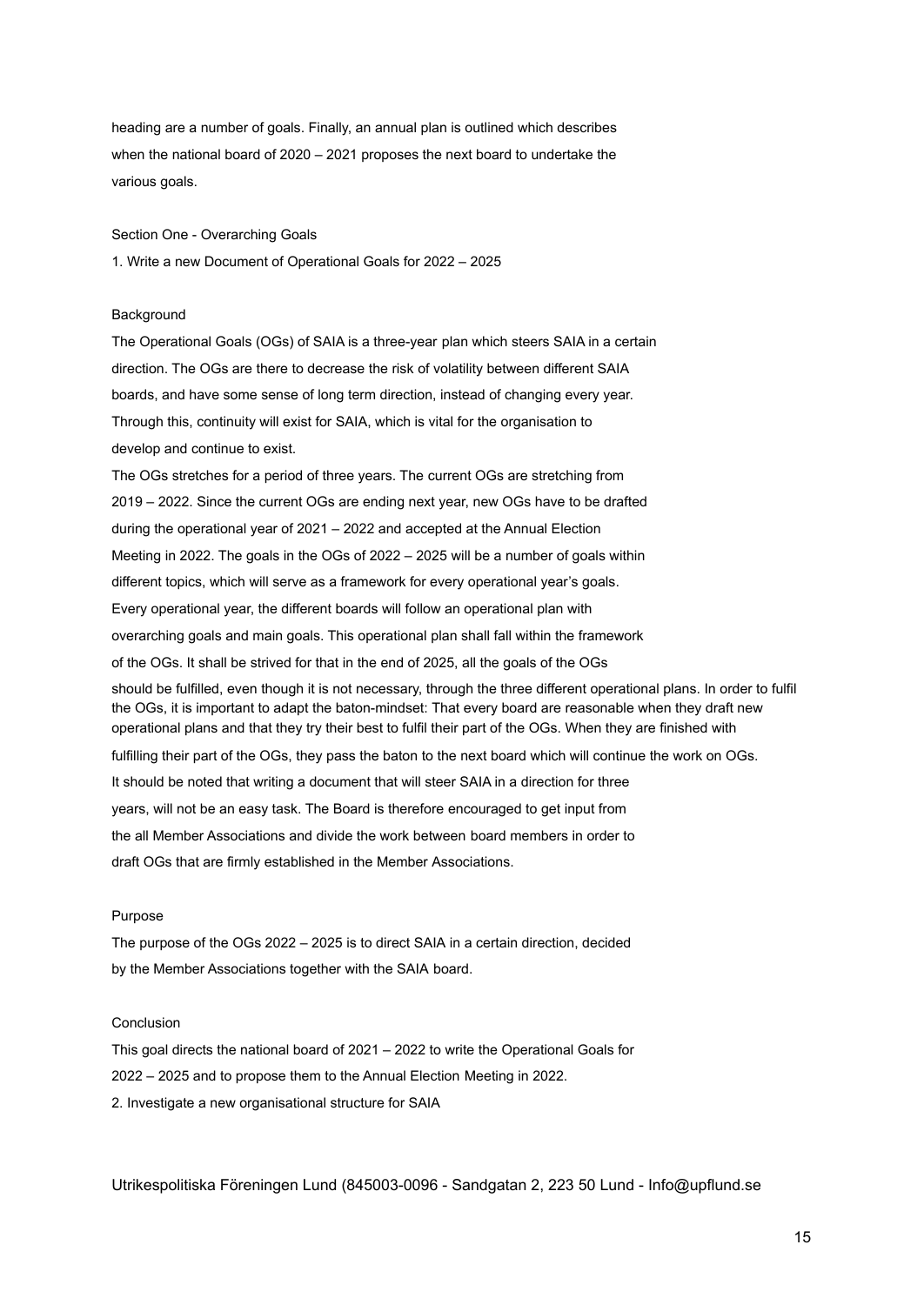heading are a number of goals. Finally, an annual plan is outlined which describes when the national board of 2020 – 2021 proposes the next board to undertake the various goals.

## Section One - Overarching Goals

### 1. Write a new Document of Operational Goals for 2022 – 2025

#### Background

The Operational Goals (OGs) of SAIA is a three-year plan which steers SAIA in a certain direction. The OGs are there to decrease the risk of volatility between different SAIA boards, and have some sense of long term direction, instead of changing every year. Through this, continuity will exist for SAIA, which is vital for the organisation to develop and continue to exist.

The OGs stretches for a period of three years. The current OGs are stretching from 2019 – 2022. Since the current OGs are ending next year, new OGs have to be drafted during the operational year of 2021 – 2022 and accepted at the Annual Election Meeting in 2022. The goals in the OGs of 2022 – 2025 will be a number of goals within different topics, which will serve as a framework for every operational year's goals. Every operational year, the different boards will follow an operational plan with overarching goals and main goals. This operational plan shall fall within the framework of the OGs. It shall be strived for that in the end of 2025, all the goals of the OGs should be fulfilled, even though it is not necessary, through the three different operational plans. In order to fulfil the OGs, it is important to adapt the baton-mindset: That every board are reasonable when they draft new operational plans and that they try their best to fulfil their part of the OGs. When they are finished with fulfilling their part of the OGs, they pass the baton to the next board which will continue the work on OGs.

It should be noted that writing a document that will steer SAIA in a direction for three years, will not be an easy task. The Board is therefore encouraged to get input from the all Member Associations and divide the work between board members in order to draft OGs that are firmly established in the Member Associations.

#### Purpose

The purpose of the OGs 2022 – 2025 is to direct SAIA in a certain direction, decided by the Member Associations together with the SAIA board.

#### Conclusion

This goal directs the national board of 2021 – 2022 to write the Operational Goals for 2022 – 2025 and to propose them to the Annual Election Meeting in 2022.

### 2. Investigate a new organisational structure for SAIA

Utrikespolitiska Föreningen Lund (845003-0096 - Sandgatan 2, 223 50 Lund - Info@upflund.se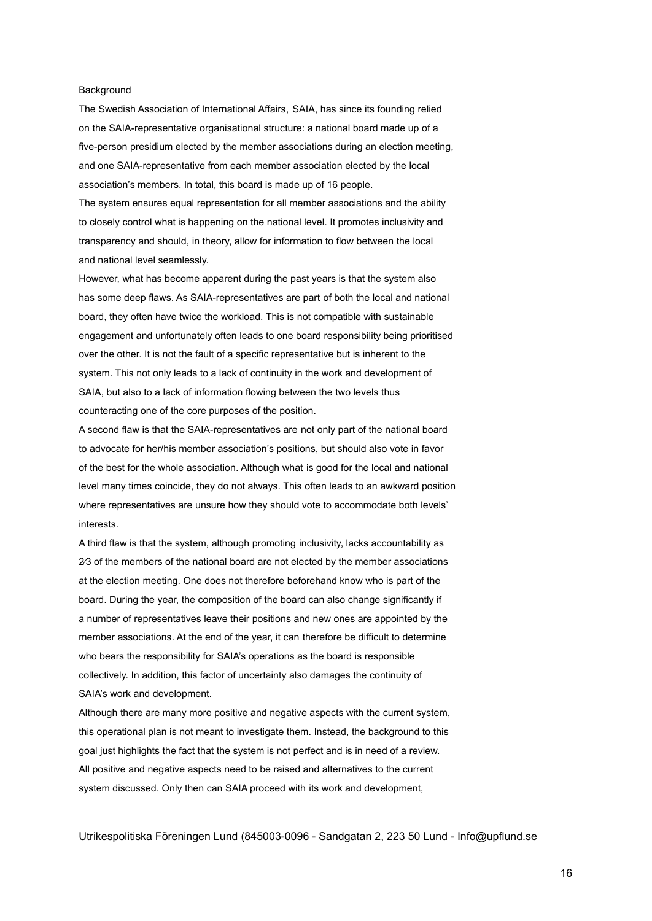Background

The Swedish Association of International Affairs, SAIA, has since its founding relied on the SAIA-representative organisational structure: a national board made up of a five-person presidium elected by the member associations during an election meeting, and one SAIA-representative from each member association elected by the local association's members. In total, this board is made up of 16 people.

The system ensures equal representation for all member associations and the ability to closely control what is happening on the national level. It promotes inclusivity and transparency and should, in theory, allow for information to flow between the local and national level seamlessly.

However, what has become apparent during the past years is that the system also has some deep flaws. As SAIA-representatives are part of both the local and national board, they often have twice the workload. This is not compatible with sustainable engagement and unfortunately often leads to one board responsibility being prioritised over the other. It is not the fault of a specific representative but is inherent to the system. This not only leads to a lack of continuity in the work and development of SAIA, but also to a lack of information flowing between the two levels thus counteracting one of the core purposes of the position.

A second flaw is that the SAIA-representatives are not only part of the national board to advocate for her/his member association's positions, but should also vote in favor of the best for the whole association. Although what is good for the local and national level many times coincide, they do not always. This often leads to an awkward position where representatives are unsure how they should vote to accommodate both levels' interests.

A third flaw is that the system, although promoting inclusivity, lacks accountability as 2⁄3 of the members of the national board are not elected by the member associations at the election meeting. One does not therefore beforehand know who is part of the board. During the year, the composition of the board can also change significantly if a number of representatives leave their positions and new ones are appointed by the member associations. At the end of the year, it can therefore be difficult to determine who bears the responsibility for SAIA's operations as the board is responsible collectively. In addition, this factor of uncertainty also damages the continuity of SAIA's work and development.

Although there are many more positive and negative aspects with the current system, this operational plan is not meant to investigate them. Instead, the background to this goal just highlights the fact that the system is not perfect and is in need of a review. All positive and negative aspects need to be raised and alternatives to the current system discussed. Only then can SAIA proceed with its work and development,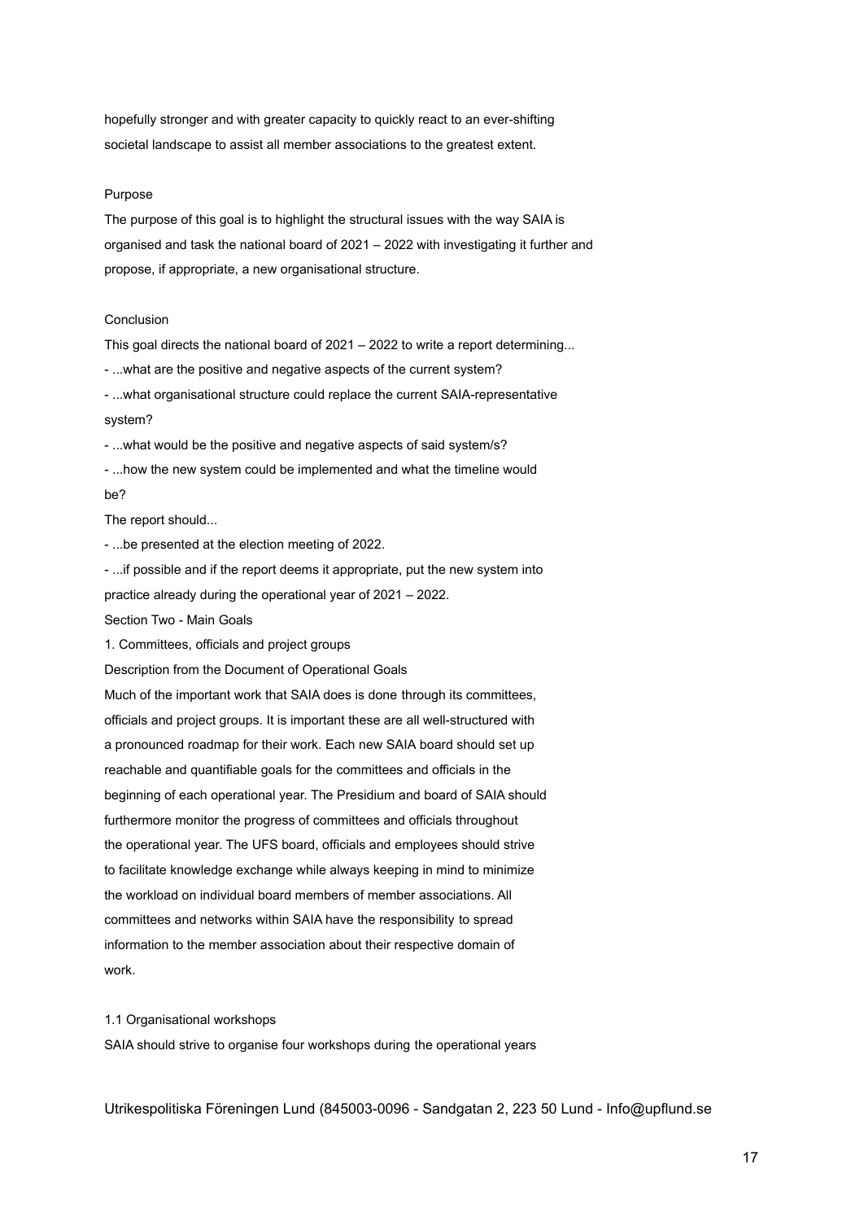hopefully stronger and with greater capacity to quickly react to an ever-shifting societal landscape to assist all member associations to the greatest extent.

Purpose

The purpose of this goal is to highlight the structural issues with the way SAIA is organised and task the national board of 2021 – 2022 with investigating it further and propose, if appropriate, a new organisational structure.

Conclusion

This goal directs the national board of 2021 – 2022 to write a report determining...

- ...what are the positive and negative aspects of the current system?
- ...what organisational structure could replace the current SAIA-representative system?
- ...what would be the positive and negative aspects of said system/s?
- ...how the new system could be implemented and what the timeline would be?

The report should...

- ...be presented at the election meeting of 2022.
- ...if possible and if the report deems it appropriate, put the new system into practice already during the operational year of 2021 – 2022.

## Section Two - Main Goals

### 1. Committees, officials and project groups

Description from the Document of Operational Goals

Much of the important work that SAIA does is done through its committees, officials and project groups. It is important these are all well-structured with a pronounced roadmap for their work. Each new SAIA board should set up reachable and quantifiable goals for the committees and officials in the beginning of each operational year. The Presidium and board of SAIA should furthermore monitor the progress of committees and officials throughout the operational year. The UFS board, officials and employees should strive to facilitate knowledge exchange while always keeping in mind to minimize the workload on individual board members of member associations. All committees and networks within SAIA have the responsibility to spread information to the member association about their respective domain of work.

#### 1.1 Organisational workshops

SAIA should strive to organise four workshops during the operational years

Utrikespolitiska Föreningen Lund (845003-0096 - Sandgatan 2, 223 50 Lund - Info@upflund.se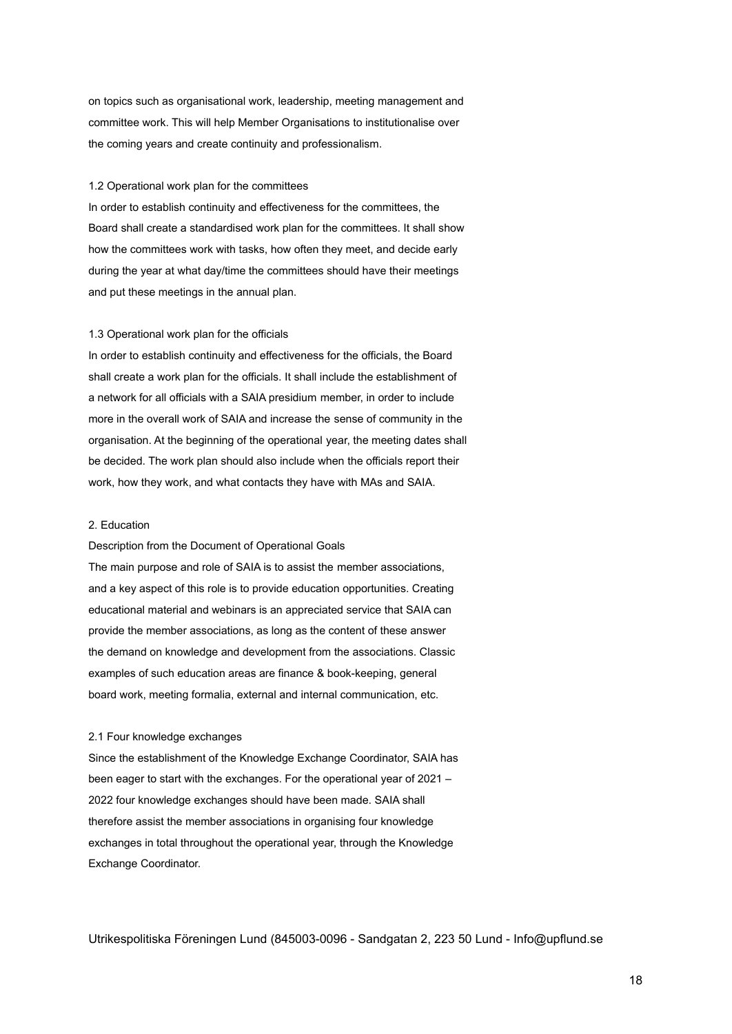on topics such as organisational work, leadership, meeting management and committee work. This will help Member Organisations to institutionalise over the coming years and create continuity and professionalism.

### 1.2 Operational work plan for the committees

In order to establish continuity and effectiveness for the committees, the Board shall create a standardised work plan for the committees. It shall show how the committees work with tasks, how often they meet, and decide early during the year at what day/time the committees should have their meetings and put these meetings in the annual plan.

### 1.3 Operational work plan for the officials

In order to establish continuity and effectiveness for the officials, the Board shall create a work plan for the officials. It shall include the establishment of a network for all officials with a SAIA presidium member, in order to include more in the overall work of SAIA and increase the sense of community in the organisation. At the beginning of the operational year, the meeting dates shall be decided. The work plan should also include when the officials report their work, how they work, and what contacts they have with MAs and SAIA.

## 2. Education

Description from the Document of Operational Goals

The main purpose and role of SAIA is to assist the member associations, and a key aspect of this role is to provide education opportunities. Creating educational material and webinars is an appreciated service that SAIA can provide the member associations, as long as the content of these answer the demand on knowledge and development from the associations. Classic examples of such education areas are finance & book-keeping, general board work, meeting formalia, external and internal communication, etc.

### 2.1 Four knowledge exchanges

Since the establishment of the Knowledge Exchange Coordinator, SAIA has been eager to start with the exchanges. For the operational year of 2021 – 2022 four knowledge exchanges should have been made. SAIA shall therefore assist the member associations in organising four knowledge exchanges in total throughout the operational year, through the Knowledge Exchange Coordinator.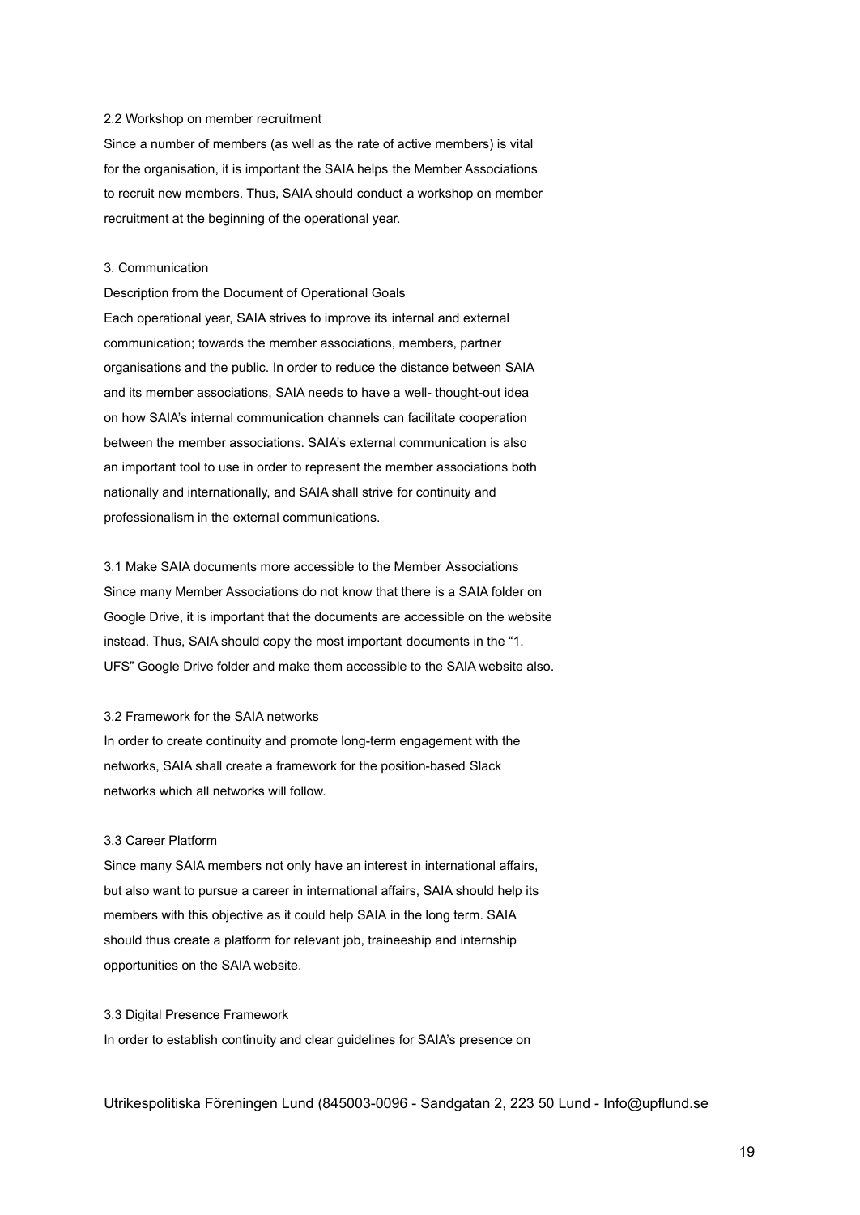### 2.2 Workshop on member recruitment

Since a number of members (as well as the rate of active members) is vital for the organisation, it is important the SAIA helps the Member Associations to recruit new members. Thus, SAIA should conduct a workshop on member recruitment at the beginning of the operational year.

## 3. Communication

Description from the Document of Operational Goals

Each operational year, SAIA strives to improve its internal and external communication; towards the member associations, members, partner organisations and the public. In order to reduce the distance between SAIA and its member associations, SAIA needs to have a well- thought-out idea on how SAIA's internal communication channels can facilitate cooperation between the member associations. SAIA's external communication is also an important tool to use in order to represent the member associations both nationally and internationally, and SAIA shall strive for continuity and professionalism in the external communications.

### 3.1 Make SAIA documents more accessible to the Member Associations

Since many Member Associations do not know that there is a SAIA folder on Google Drive, it is important that the documents are accessible on the website instead. Thus, SAIA should copy the most important documents in the "1. UFS" Google Drive folder and make them accessible to the SAIA website also.

### 3.2 Framework for the SAIA networks

In order to create continuity and promote long-term engagement with the networks, SAIA shall create a framework for the position-based Slack networks which all networks will follow.

### 3.3 Career Platform

Since many SAIA members not only have an interest in international affairs, but also want to pursue a career in international affairs, SAIA should help its members with this objective as it could help SAIA in the long term. SAIA should thus create a platform for relevant job, traineeship and internship opportunities on the SAIA website.

### 3.3 Digital Presence Framework

In order to establish continuity and clear guidelines for SAIA's presence on

Utrikespolitiska Föreningen Lund (845003-0096 - Sandgatan 2, 223 50 Lund - Info@upflund.se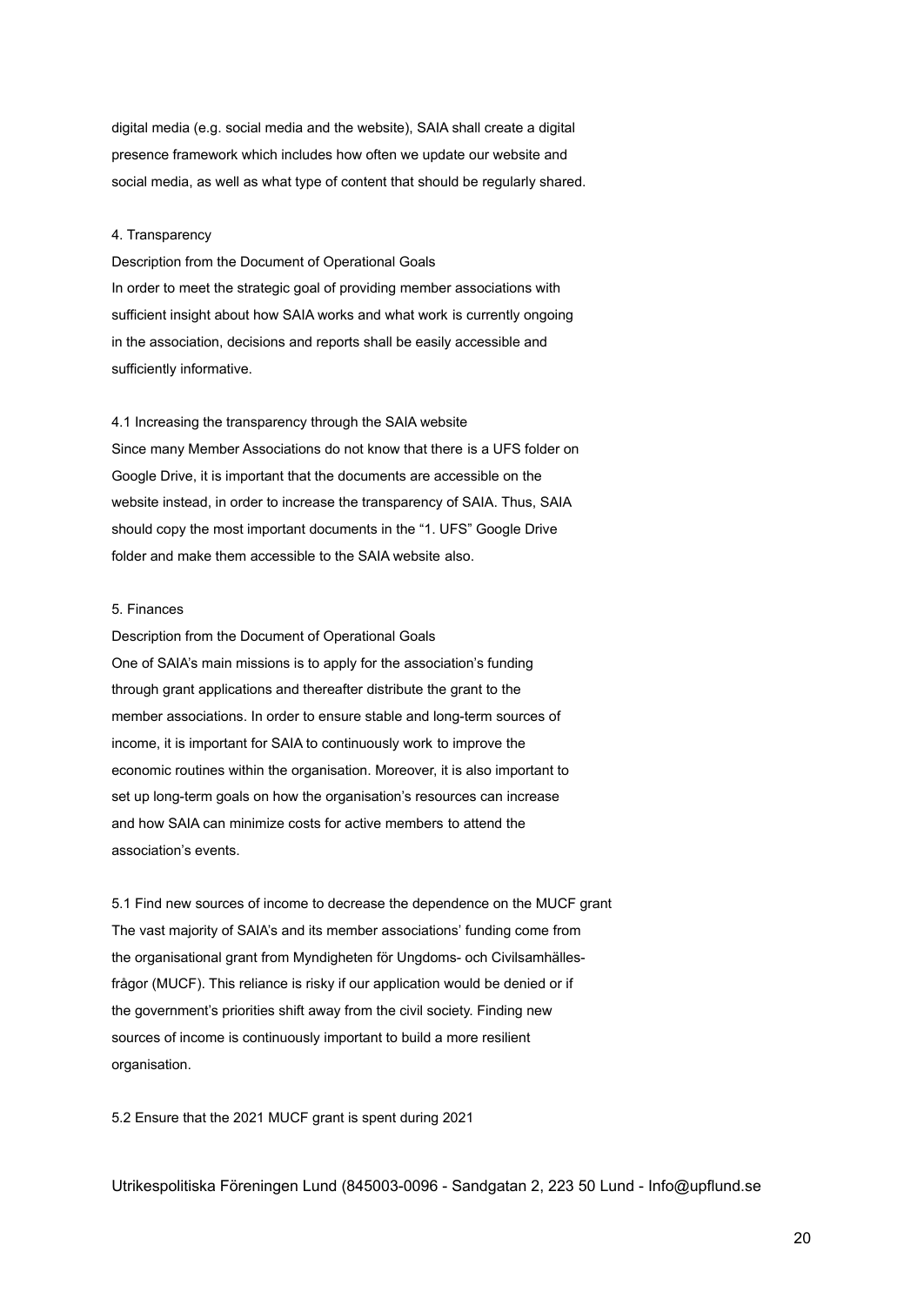digital media (e.g. social media and the website), SAIA shall create a digital presence framework which includes how often we update our website and social media, as well as what type of content that should be regularly shared.

4. Transparency

Description from the Document of Operational Goals

In order to meet the strategic goal of providing member associations with sufficient insight about how SAIA works and what work is currently ongoing in the association, decisions and reports shall be easily accessible and sufficiently informative.

4.1 Increasing the transparency through the SAIA website

Since many Member Associations do not know that there is a UFS folder on Google Drive, it is important that the documents are accessible on the website instead, in order to increase the transparency of SAIA. Thus, SAIA should copy the most important documents in the "1. UFS" Google Drive folder and make them accessible to the SAIA website also.

5. Finances

Description from the Document of Operational Goals

One of SAIA's main missions is to apply for the association's funding through grant applications and thereafter distribute the grant to the member associations. In order to ensure stable and long-term sources of income, it is important for SAIA to continuously work to improve the economic routines within the organisation. Moreover, it is also important to set up long-term goals on how the organisation's resources can increase and how SAIA can minimize costs for active members to attend the association's events.

5.1 Find new sources of income to decrease the dependence on the MUCF grant

The vast majority of SAIA's and its member associations' funding come from the organisational grant from Myndigheten för Ungdoms- och Civilsamhälles-frågor (MUCF). This reliance is risky if our application would be denied or if the government's priorities shift away from the civil society. Finding new sources of income is continuously important to build a more resilient organisation.

5.2 Ensure that the 2021 MUCF grant is spent during 2021

Utrikespolitiska Föreningen Lund (845003-0096 - Sandgatan 2, 223 50 Lund - Info@upflund.se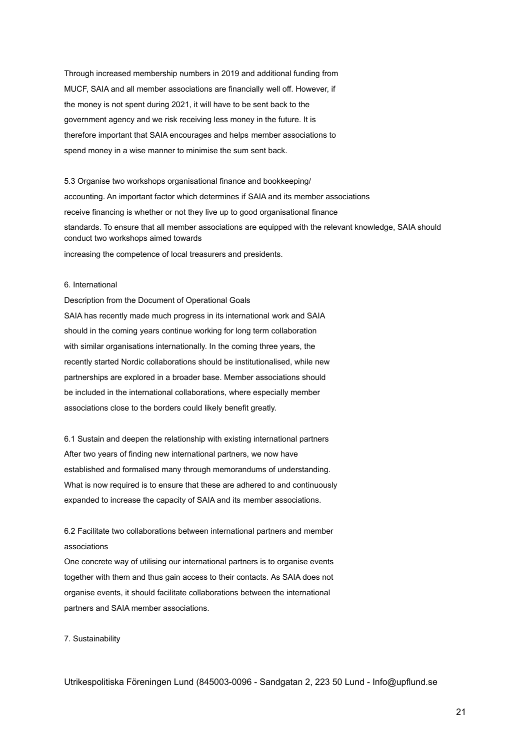Through increased membership numbers in 2019 and additional funding from MUCF, SAIA and all member associations are financially well off. However, if the money is not spent during 2021, it will have to be sent back to the government agency and we risk receiving less money in the future. It is therefore important that SAIA encourages and helps member associations to spend money in a wise manner to minimise the sum sent back.

5.3 Organise two workshops organisational finance and bookkeeping/ accounting. An important factor which determines if SAIA and its member associations receive financing is whether or not they live up to good organisational finance standards. To ensure that all member associations are equipped with the relevant knowledge, SAIA should conduct two workshops aimed towards increasing the competence of local treasurers and presidents.

## 6. International

Description from the Document of Operational Goals

SAIA has recently made much progress in its international work and SAIA should in the coming years continue working for long term collaboration with similar organisations internationally. In the coming three years, the recently started Nordic collaborations should be institutionalised, while new partnerships are explored in a broader base. Member associations should be included in the international collaborations, where especially member associations close to the borders could likely benefit greatly.

### 6.1 Sustain and deepen the relationship with existing international partners

After two years of finding new international partners, we now have established and formalised many through memorandums of understanding. What is now required is to ensure that these are adhered to and continuously expanded to increase the capacity of SAIA and its member associations.

### 6.2 Facilitate two collaborations between international partners and member associations

One concrete way of utilising our international partners is to organise events together with them and thus gain access to their contacts. As SAIA does not organise events, it should facilitate collaborations between the international partners and SAIA member associations.

## 7. Sustainability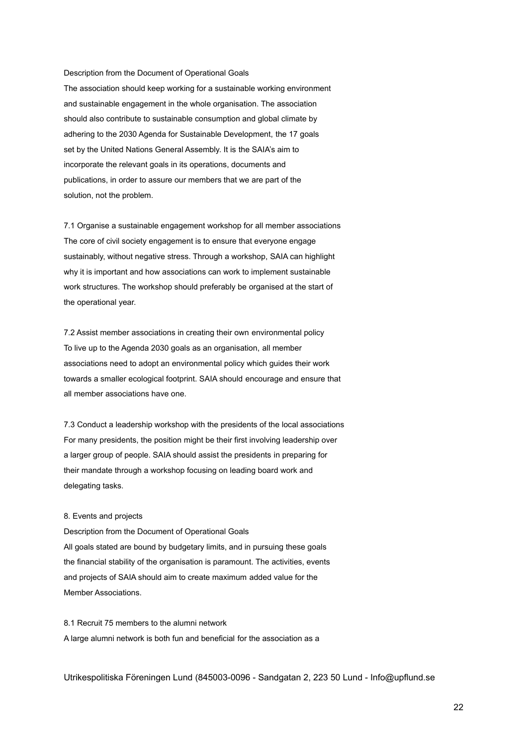Description from the Document of Operational Goals

The association should keep working for a sustainable working environment and sustainable engagement in the whole organisation. The association should also contribute to sustainable consumption and global climate by adhering to the 2030 Agenda for Sustainable Development, the 17 goals set by the United Nations General Assembly. It is the SAIA's aim to incorporate the relevant goals in its operations, documents and publications, in order to assure our members that we are part of the solution, not the problem.

7.1 Organise a sustainable engagement workshop for all member associations

The core of civil society engagement is to ensure that everyone engage sustainably, without negative stress. Through a workshop, SAIA can highlight why it is important and how associations can work to implement sustainable work structures. The workshop should preferably be organised at the start of the operational year.

7.2 Assist member associations in creating their own environmental policy

To live up to the Agenda 2030 goals as an organisation, all member associations need to adopt an environmental policy which guides their work towards a smaller ecological footprint. SAIA should encourage and ensure that all member associations have one.

7.3 Conduct a leadership workshop with the presidents of the local associations

For many presidents, the position might be their first involving leadership over a larger group of people. SAIA should assist the presidents in preparing for their mandate through a workshop focusing on leading board work and delegating tasks.

8. Events and projects

Description from the Document of Operational Goals

All goals stated are bound by budgetary limits, and in pursuing these goals the financial stability of the organisation is paramount. The activities, events and projects of SAIA should aim to create maximum added value for the Member Associations.

8.1 Recruit 75 members to the alumni network

A large alumni network is both fun and beneficial for the association as a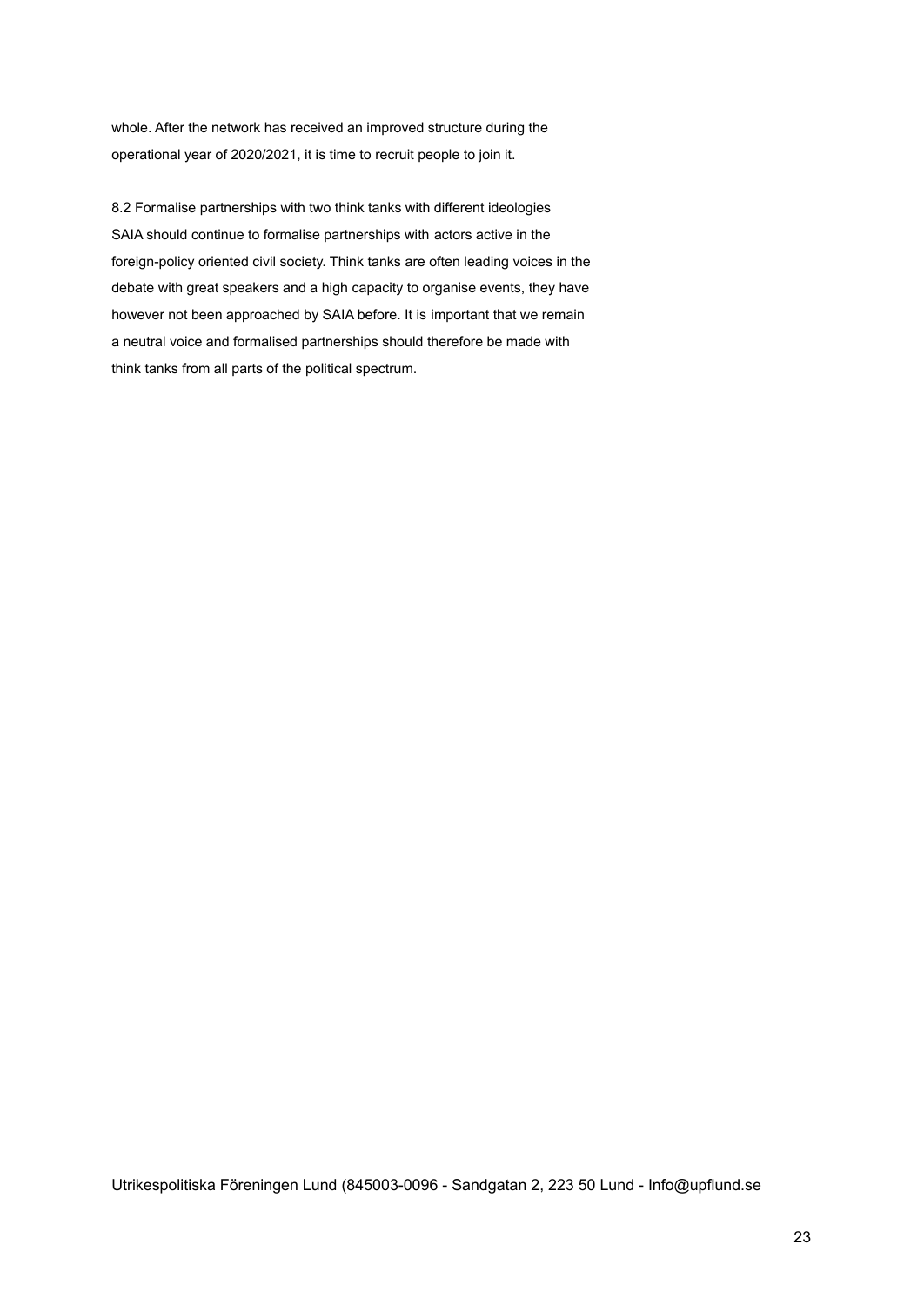whole. After the network has received an improved structure during the operational year of 2020/2021, it is time to recruit people to join it.

### 8.2 Formalise partnerships with two think tanks with different ideologies

SAIA should continue to formalise partnerships with actors active in the foreign-policy oriented civil society. Think tanks are often leading voices in the debate with great speakers and a high capacity to organise events, they have however not been approached by SAIA before. It is important that we remain a neutral voice and formalised partnerships should therefore be made with think tanks from all parts of the political spectrum.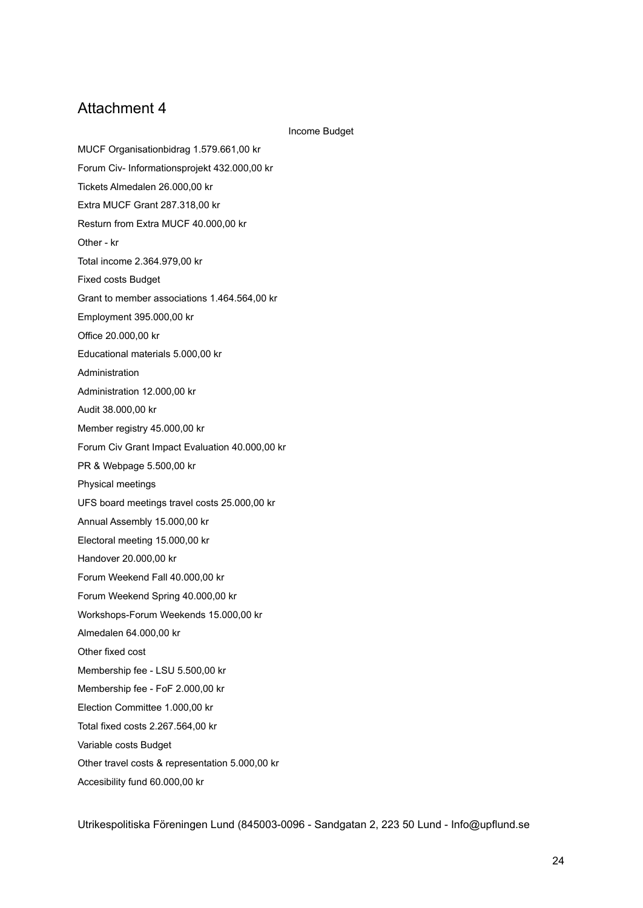# Attachment 4

Income Budget

MUCF Organisationbidrag 1.579.661,00 kr

Forum Civ- Informationsprojekt 432.000,00 kr

Tickets Almedalen 26.000,00 kr

Extra MUCF Grant 287.318,00 kr

Resturn from Extra MUCF 40.000,00 kr

Other - kr

Total income 2.364.979,00 kr

Fixed costs Budget

Grant to member associations 1.464.564,00 kr

Employment 395.000,00 kr

Office 20.000,00 kr

Educational materials 5.000,00 kr

Administration

Administration 12.000,00 kr

Audit 38.000,00 kr

Member registry 45.000,00 kr

Forum Civ Grant Impact Evaluation 40.000,00 kr

PR & Webpage 5.500,00 kr

Physical meetings

UFS board meetings travel costs 25.000,00 kr

Annual Assembly 15.000,00 kr

Electoral meeting 15.000,00 kr

Handover 20.000,00 kr

Forum Weekend Fall 40.000,00 kr

Forum Weekend Spring 40.000,00 kr

Workshops-Forum Weekends 15.000,00 kr

Almedalen 64.000,00 kr

Other fixed cost

Membership fee - LSU 5.500,00 kr

Membership fee - FoF 2.000,00 kr

Election Committee 1.000,00 kr

Total fixed costs 2.267.564,00 kr

Variable costs Budget

Other travel costs & representation 5.000,00 kr

Accesibility fund 60.000,00 kr

Utrikespolitiska Föreningen Lund (845003-0096 - Sandgatan 2, 223 50 Lund - Info@upflund.se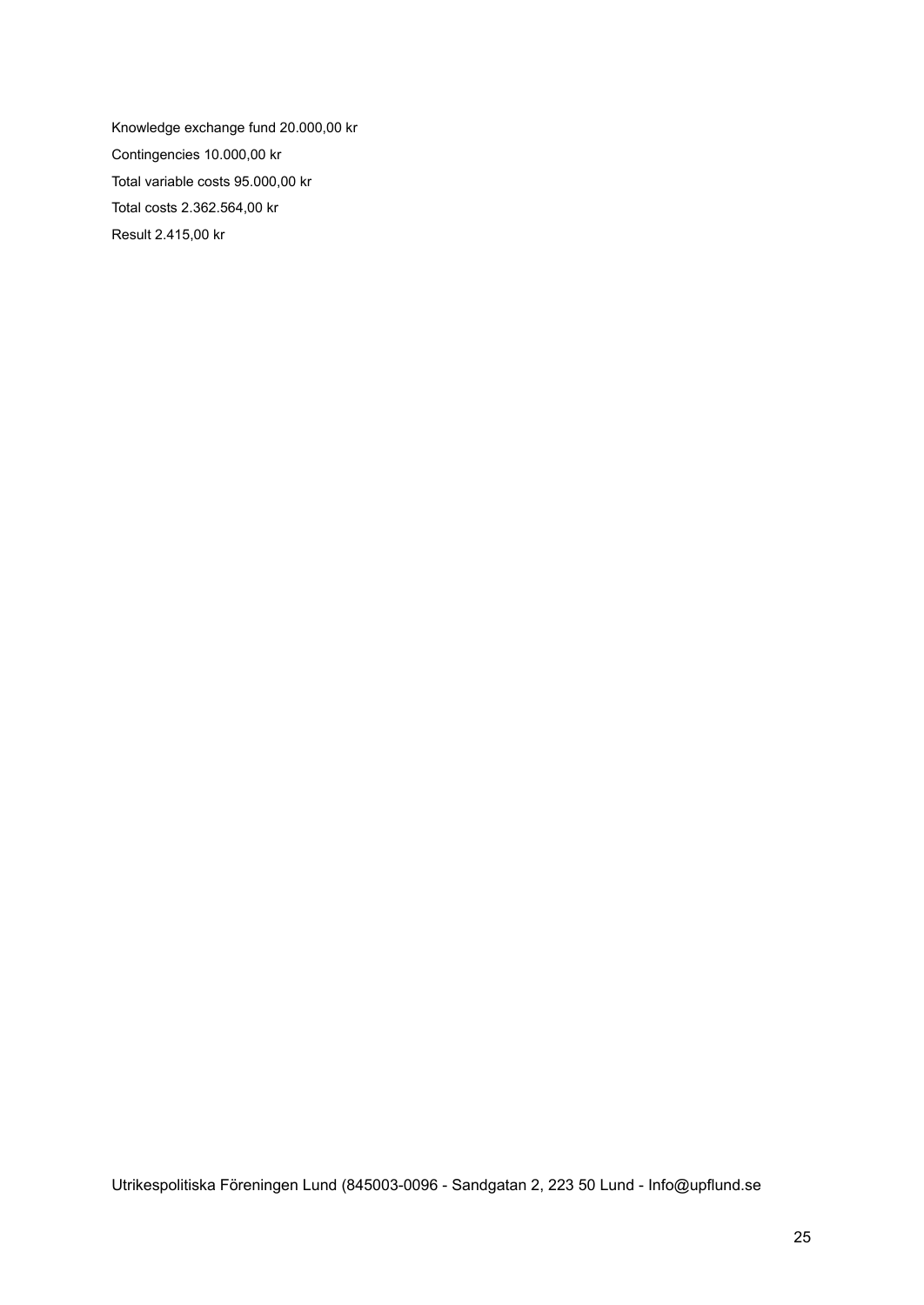Knowledge exchange fund 20.000,00 kr

Contingencies 10.000,00 kr

Total variable costs 95.000,00 kr

Total costs 2.362.564,00 kr

Result 2.415,00 kr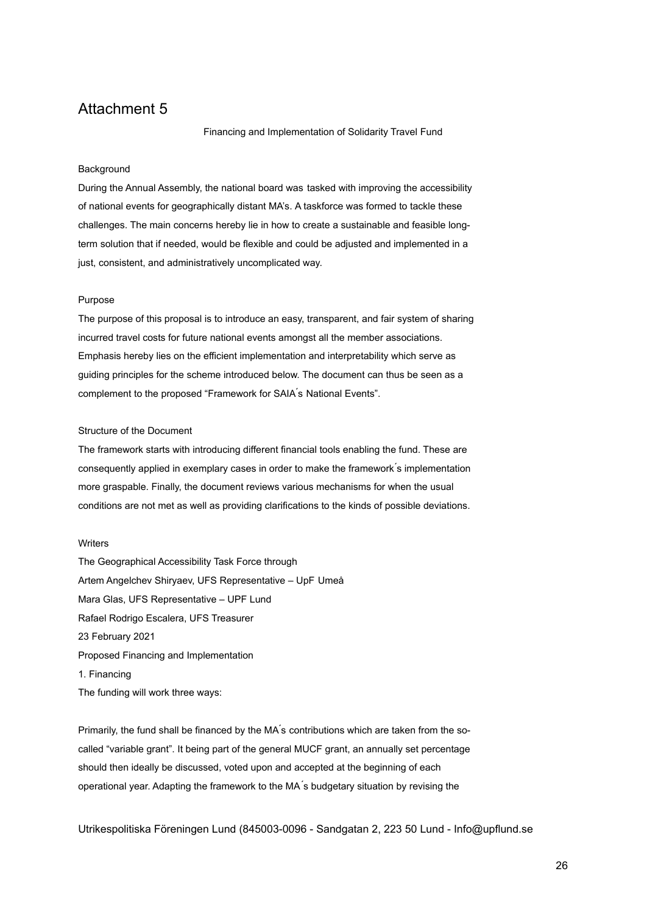# Attachment 5

Financing and Implementation of Solidarity Travel Fund

Background

During the Annual Assembly, the national board was tasked with improving the accessibility of national events for geographically distant MA's. A taskforce was formed to tackle these challenges. The main concerns hereby lie in how to create a sustainable and feasible long-term solution that if needed, would be flexible and could be adjusted and implemented in a just, consistent, and administratively uncomplicated way.

Purpose

The purpose of this proposal is to introduce an easy, transparent, and fair system of sharing incurred travel costs for future national events amongst all the member associations. Emphasis hereby lies on the efficient implementation and interpretability which serve as guiding principles for the scheme introduced below. The document can thus be seen as a complement to the proposed "Framework for SAIA´s National Events".

Structure of the Document

The framework starts with introducing different financial tools enabling the fund. These are consequently applied in exemplary cases in order to make the framework´s implementation more graspable. Finally, the document reviews various mechanisms for when the usual conditions are not met as well as providing clarifications to the kinds of possible deviations.

Writers

The Geographical Accessibility Task Force through
Artem Angelchev Shiryaev, UFS Representative – UpF Umeå
Mara Glas, UFS Representative – UPF Lund
Rafael Rodrigo Escalera, UFS Treasurer
23 February 2021

Proposed Financing and Implementation

1. Financing

The funding will work three ways:

Primarily, the fund shall be financed by the MA´s contributions which are taken from the so-called "variable grant". It being part of the general MUCF grant, an annually set percentage should then ideally be discussed, voted upon and accepted at the beginning of each operational year. Adapting the framework to the MA´s budgetary situation by revising the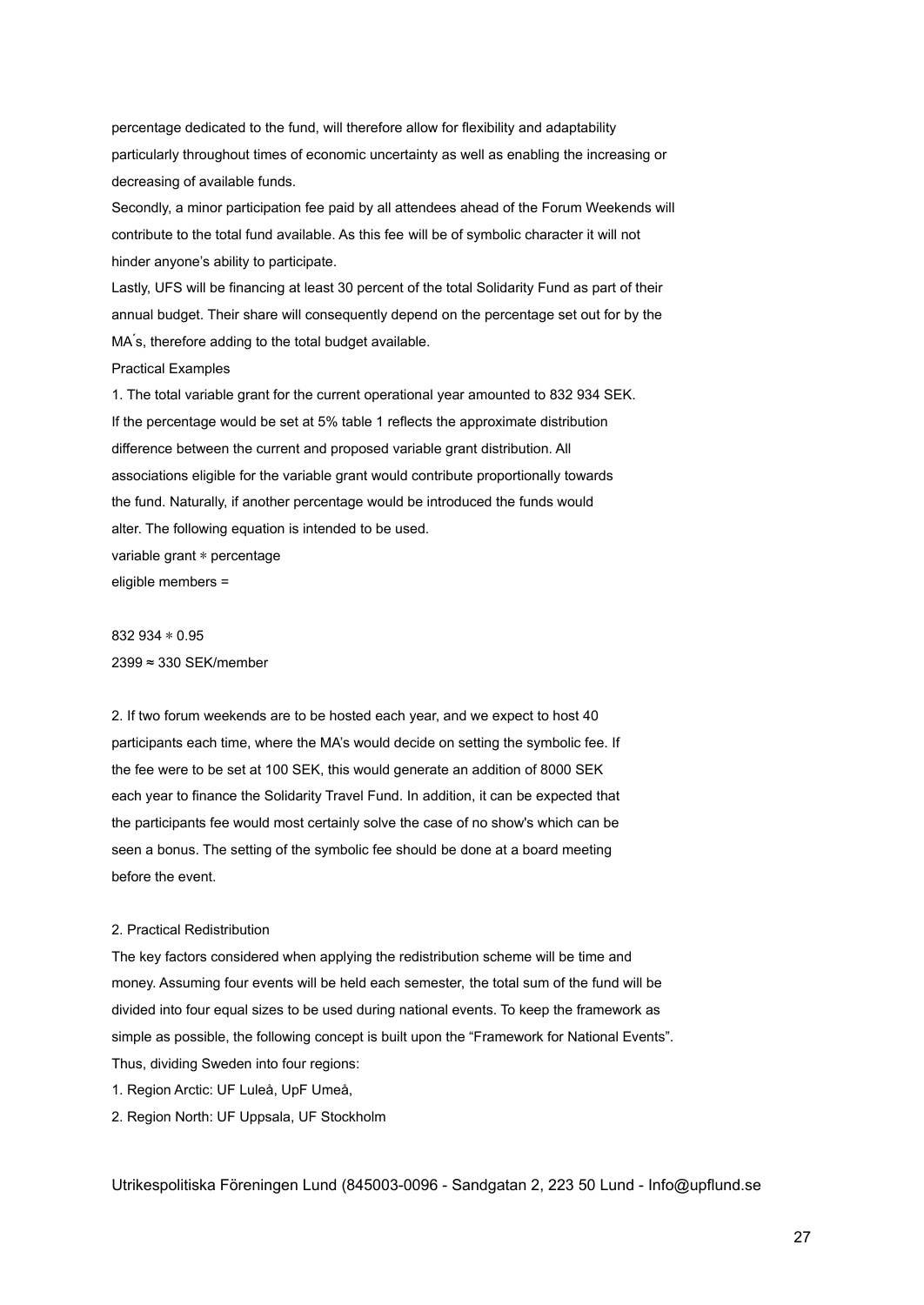percentage dedicated to the fund, will therefore allow for flexibility and adaptability particularly throughout times of economic uncertainty as well as enabling the increasing or decreasing of available funds.

Secondly, a minor participation fee paid by all attendees ahead of the Forum Weekends will contribute to the total fund available. As this fee will be of symbolic character it will not hinder anyone's ability to participate.

Lastly, UFS will be financing at least 30 percent of the total Solidarity Fund as part of their annual budget. Their share will consequently depend on the percentage set out for by the MA´s, therefore adding to the total budget available.

Practical Examples

1. The total variable grant for the current operational year amounted to 832 934 SEK. If the percentage would be set at 5% table 1 reflects the approximate distribution difference between the current and proposed variable grant distribution. All associations eligible for the variable grant would contribute proportionally towards the fund. Naturally, if another percentage would be introduced the funds would alter. The following equation is intended to be used.

$$\frac{\text{variable grant} * \text{percentage}}{\text{eligible members}} =$$

$$\frac{832\ 934 * 0.95}{2399} \approx 330 \text{ SEK/member}$$

2. If two forum weekends are to be hosted each year, and we expect to host 40 participants each time, where the MA's would decide on setting the symbolic fee. If the fee were to be set at 100 SEK, this would generate an addition of 8000 SEK each year to finance the Solidarity Travel Fund. In addition, it can be expected that the participants fee would most certainly solve the case of no show's which can be seen a bonus. The setting of the symbolic fee should be done at a board meeting before the event.

2. Practical Redistribution

The key factors considered when applying the redistribution scheme will be time and money. Assuming four events will be held each semester, the total sum of the fund will be divided into four equal sizes to be used during national events. To keep the framework as simple as possible, the following concept is built upon the "Framework for National Events". Thus, dividing Sweden into four regions:

1. Region Arctic: UF Luleå, UpF Umeå,
2. Region North: UF Uppsala, UF Stockholm

Utrikespolitiska Föreningen Lund (845003-0096 - Sandgatan 2, 223 50 Lund - Info@upflund.se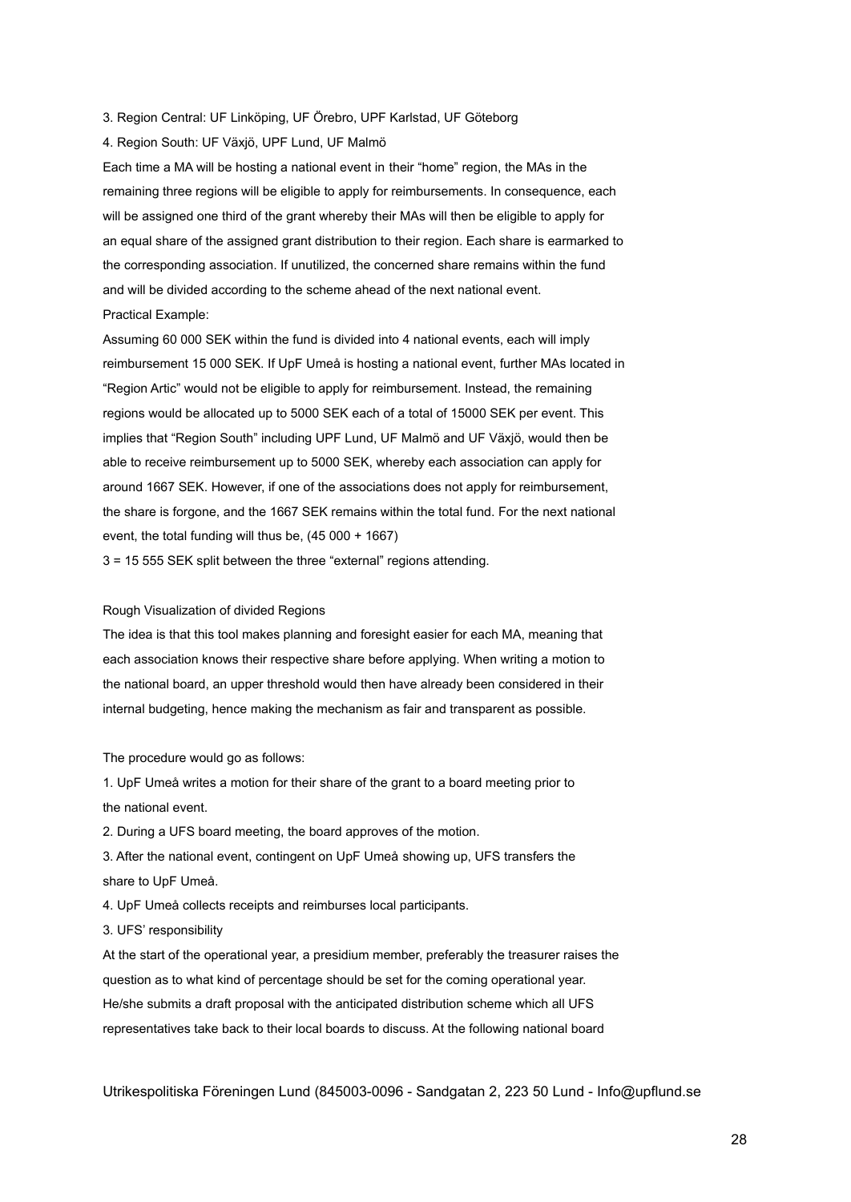3. Region Central: UF Linköping, UF Örebro, UPF Karlstad, UF Göteborg

4. Region South: UF Växjö, UPF Lund, UF Malmö

Each time a MA will be hosting a national event in their "home" region, the MAs in the remaining three regions will be eligible to apply for reimbursements. In consequence, each will be assigned one third of the grant whereby their MAs will then be eligible to apply for an equal share of the assigned grant distribution to their region. Each share is earmarked to the corresponding association. If unutilized, the concerned share remains within the fund and will be divided according to the scheme ahead of the next national event.

Practical Example:

Assuming 60 000 SEK within the fund is divided into 4 national events, each will imply reimbursement 15 000 SEK. If UpF Umeå is hosting a national event, further MAs located in "Region Artic" would not be eligible to apply for reimbursement. Instead, the remaining regions would be allocated up to 5000 SEK each of a total of 15000 SEK per event. This implies that "Region South" including UPF Lund, UF Malmö and UF Växjö, would then be able to receive reimbursement up to 5000 SEK, whereby each association can apply for around 1667 SEK. However, if one of the associations does not apply for reimbursement, the share is forgone, and the 1667 SEK remains within the total fund. For the next national event, the total funding will thus be, (45 000 + 1667)

3 = 15 555 SEK split between the three "external" regions attending.

Rough Visualization of divided Regions

The idea is that this tool makes planning and foresight easier for each MA, meaning that each association knows their respective share before applying. When writing a motion to the national board, an upper threshold would then have already been considered in their internal budgeting, hence making the mechanism as fair and transparent as possible.

The procedure would go as follows:

1. UpF Umeå writes a motion for their share of the grant to a board meeting prior to the national event.
2. During a UFS board meeting, the board approves of the motion.
3. After the national event, contingent on UpF Umeå showing up, UFS transfers the share to UpF Umeå.
4. UpF Umeå collects receipts and reimburses local participants.

3. UFS' responsibility

At the start of the operational year, a presidium member, preferably the treasurer raises the question as to what kind of percentage should be set for the coming operational year. He/she submits a draft proposal with the anticipated distribution scheme which all UFS representatives take back to their local boards to discuss. At the following national board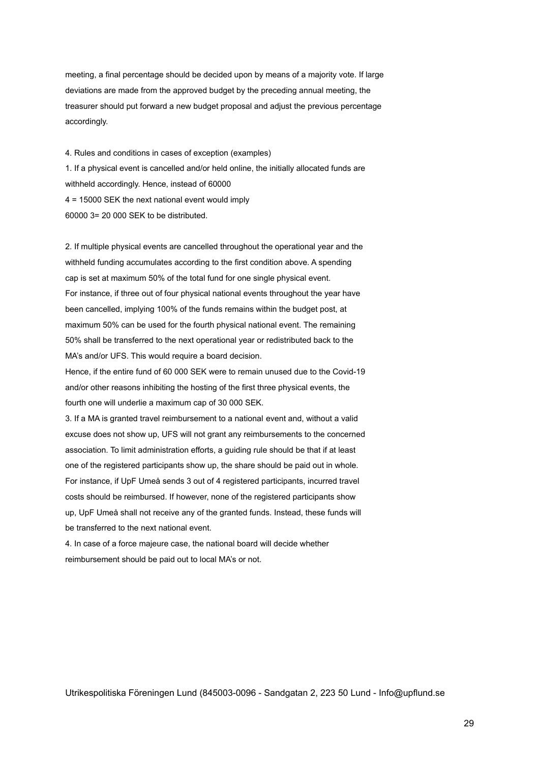meeting, a final percentage should be decided upon by means of a majority vote. If large deviations are made from the approved budget by the preceding annual meeting, the treasurer should put forward a new budget proposal and adjust the previous percentage accordingly.

4. Rules and conditions in cases of exception (examples)

1. If a physical event is cancelled and/or held online, the initially allocated funds are withheld accordingly. Hence, instead of 60000
4 = 15000 SEK the next national event would imply
60000 3= 20 000 SEK to be distributed.

2. If multiple physical events are cancelled throughout the operational year and the withheld funding accumulates according to the first condition above. A spending cap is set at maximum 50% of the total fund for one single physical event. For instance, if three out of four physical national events throughout the year have been cancelled, implying 100% of the funds remains within the budget post, at maximum 50% can be used for the fourth physical national event. The remaining 50% shall be transferred to the next operational year or redistributed back to the MA's and/or UFS. This would require a board decision.
Hence, if the entire fund of 60 000 SEK were to remain unused due to the Covid-19 and/or other reasons inhibiting the hosting of the first three physical events, the fourth one will underlie a maximum cap of 30 000 SEK.

3. If a MA is granted travel reimbursement to a national event and, without a valid excuse does not show up, UFS will not grant any reimbursements to the concerned association. To limit administration efforts, a guiding rule should be that if at least one of the registered participants show up, the share should be paid out in whole. For instance, if UpF Umeå sends 3 out of 4 registered participants, incurred travel costs should be reimbursed. If however, none of the registered participants show up, UpF Umeå shall not receive any of the granted funds. Instead, these funds will be transferred to the next national event.

4. In case of a force majeure case, the national board will decide whether reimbursement should be paid out to local MA's or not.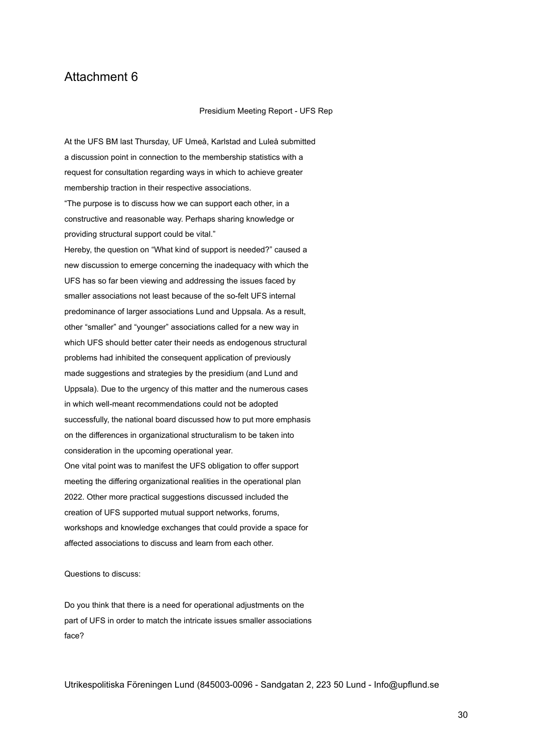# Attachment 6

Presidium Meeting Report - UFS Rep

At the UFS BM last Thursday, UF Umeå, Karlstad and Luleå submitted a discussion point in connection to the membership statistics with a request for consultation regarding ways in which to achieve greater membership traction in their respective associations.
"The purpose is to discuss how we can support each other, in a constructive and reasonable way. Perhaps sharing knowledge or providing structural support could be vital."
Hereby, the question on "What kind of support is needed?" caused a new discussion to emerge concerning the inadequacy with which the UFS has so far been viewing and addressing the issues faced by smaller associations not least because of the so-felt UFS internal predominance of larger associations Lund and Uppsala. As a result, other "smaller" and "younger" associations called for a new way in which UFS should better cater their needs as endogenous structural problems had inhibited the consequent application of previously made suggestions and strategies by the presidium (and Lund and Uppsala). Due to the urgency of this matter and the numerous cases in which well-meant recommendations could not be adopted successfully, the national board discussed how to put more emphasis on the differences in organizational structuralism to be taken into consideration in the upcoming operational year.
One vital point was to manifest the UFS obligation to offer support meeting the differing organizational realities in the operational plan 2022. Other more practical suggestions discussed included the creation of UFS supported mutual support networks, forums, workshops and knowledge exchanges that could provide a space for affected associations to discuss and learn from each other.

Questions to discuss:

Do you think that there is a need for operational adjustments on the part of UFS in order to match the intricate issues smaller associations face?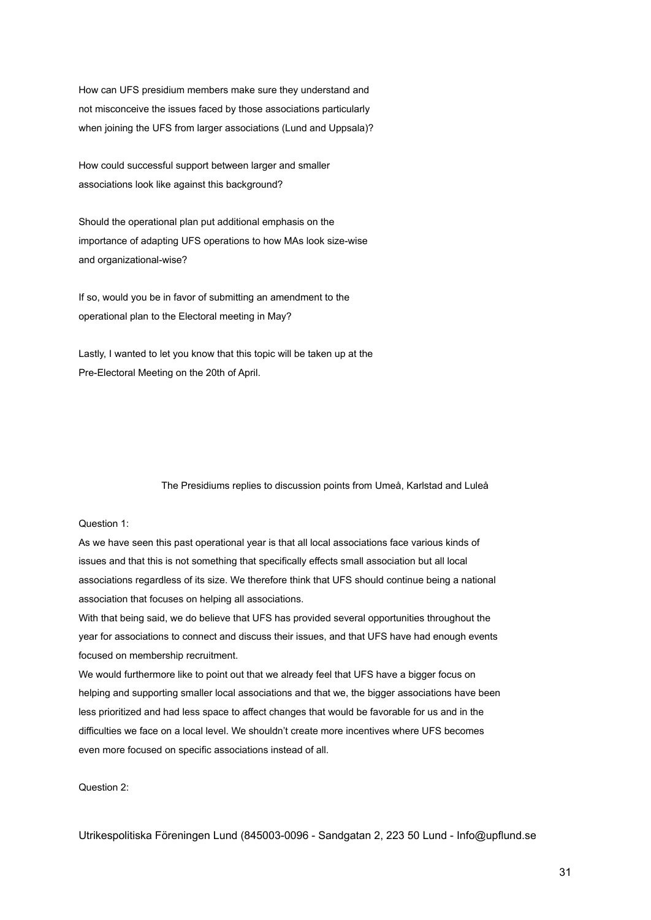How can UFS presidium members make sure they understand and not misconceive the issues faced by those associations particularly when joining the UFS from larger associations (Lund and Uppsala)?

How could successful support between larger and smaller associations look like against this background?

Should the operational plan put additional emphasis on the importance of adapting UFS operations to how MAs look size-wise and organizational-wise?

If so, would you be in favor of submitting an amendment to the operational plan to the Electoral meeting in May?

Lastly, I wanted to let you know that this topic will be taken up at the Pre-Electoral Meeting on the 20th of April.

The Presidiums replies to discussion points from Umeå, Karlstad and Luleå

Question 1:

As we have seen this past operational year is that all local associations face various kinds of issues and that this is not something that specifically effects small association but all local associations regardless of its size. We therefore think that UFS should continue being a national association that focuses on helping all associations.

With that being said, we do believe that UFS has provided several opportunities throughout the year for associations to connect and discuss their issues, and that UFS have had enough events focused on membership recruitment.

We would furthermore like to point out that we already feel that UFS have a bigger focus on helping and supporting smaller local associations and that we, the bigger associations have been less prioritized and had less space to affect changes that would be favorable for us and in the difficulties we face on a local level. We shouldn't create more incentives where UFS becomes even more focused on specific associations instead of all.

Question 2:

Utrikespolitiska Föreningen Lund (845003-0096 - Sandgatan 2, 223 50 Lund - Info@upflund.se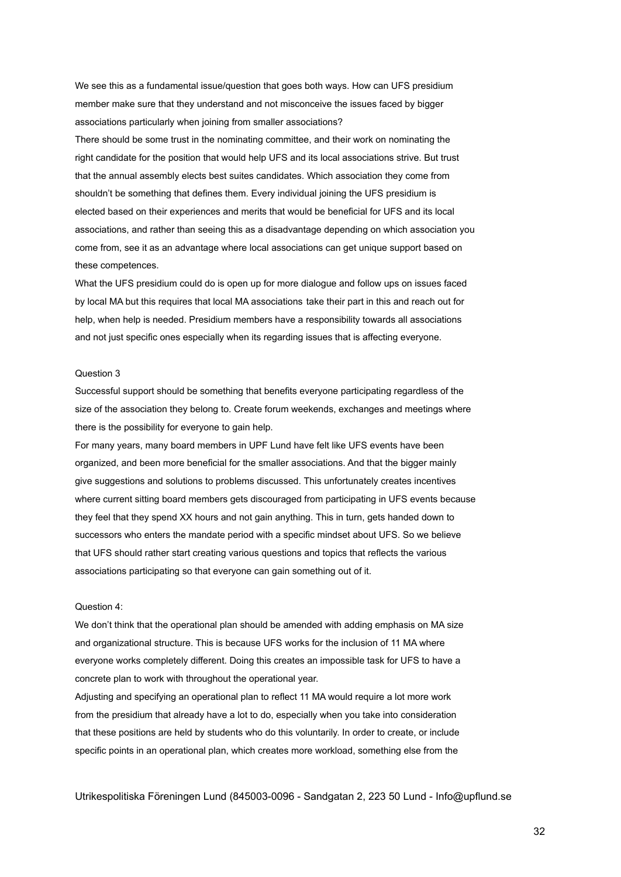We see this as a fundamental issue/question that goes both ways. How can UFS presidium member make sure that they understand and not misconceive the issues faced by bigger associations particularly when joining from smaller associations?

There should be some trust in the nominating committee, and their work on nominating the right candidate for the position that would help UFS and its local associations strive. But trust that the annual assembly elects best suites candidates. Which association they come from shouldn't be something that defines them. Every individual joining the UFS presidium is elected based on their experiences and merits that would be beneficial for UFS and its local associations, and rather than seeing this as a disadvantage depending on which association you come from, see it as an advantage where local associations can get unique support based on these competences.

What the UFS presidium could do is open up for more dialogue and follow ups on issues faced by local MA but this requires that local MA associations take their part in this and reach out for help, when help is needed. Presidium members have a responsibility towards all associations and not just specific ones especially when its regarding issues that is affecting everyone.

Question 3

Successful support should be something that benefits everyone participating regardless of the size of the association they belong to. Create forum weekends, exchanges and meetings where there is the possibility for everyone to gain help.

For many years, many board members in UPF Lund have felt like UFS events have been organized, and been more beneficial for the smaller associations. And that the bigger mainly give suggestions and solutions to problems discussed. This unfortunately creates incentives where current sitting board members gets discouraged from participating in UFS events because they feel that they spend XX hours and not gain anything. This in turn, gets handed down to successors who enters the mandate period with a specific mindset about UFS. So we believe that UFS should rather start creating various questions and topics that reflects the various associations participating so that everyone can gain something out of it.

Question 4:

We don't think that the operational plan should be amended with adding emphasis on MA size and organizational structure. This is because UFS works for the inclusion of 11 MA where everyone works completely different. Doing this creates an impossible task for UFS to have a concrete plan to work with throughout the operational year.

Adjusting and specifying an operational plan to reflect 11 MA would require a lot more work from the presidium that already have a lot to do, especially when you take into consideration that these positions are held by students who do this voluntarily. In order to create, or include specific points in an operational plan, which creates more workload, something else from the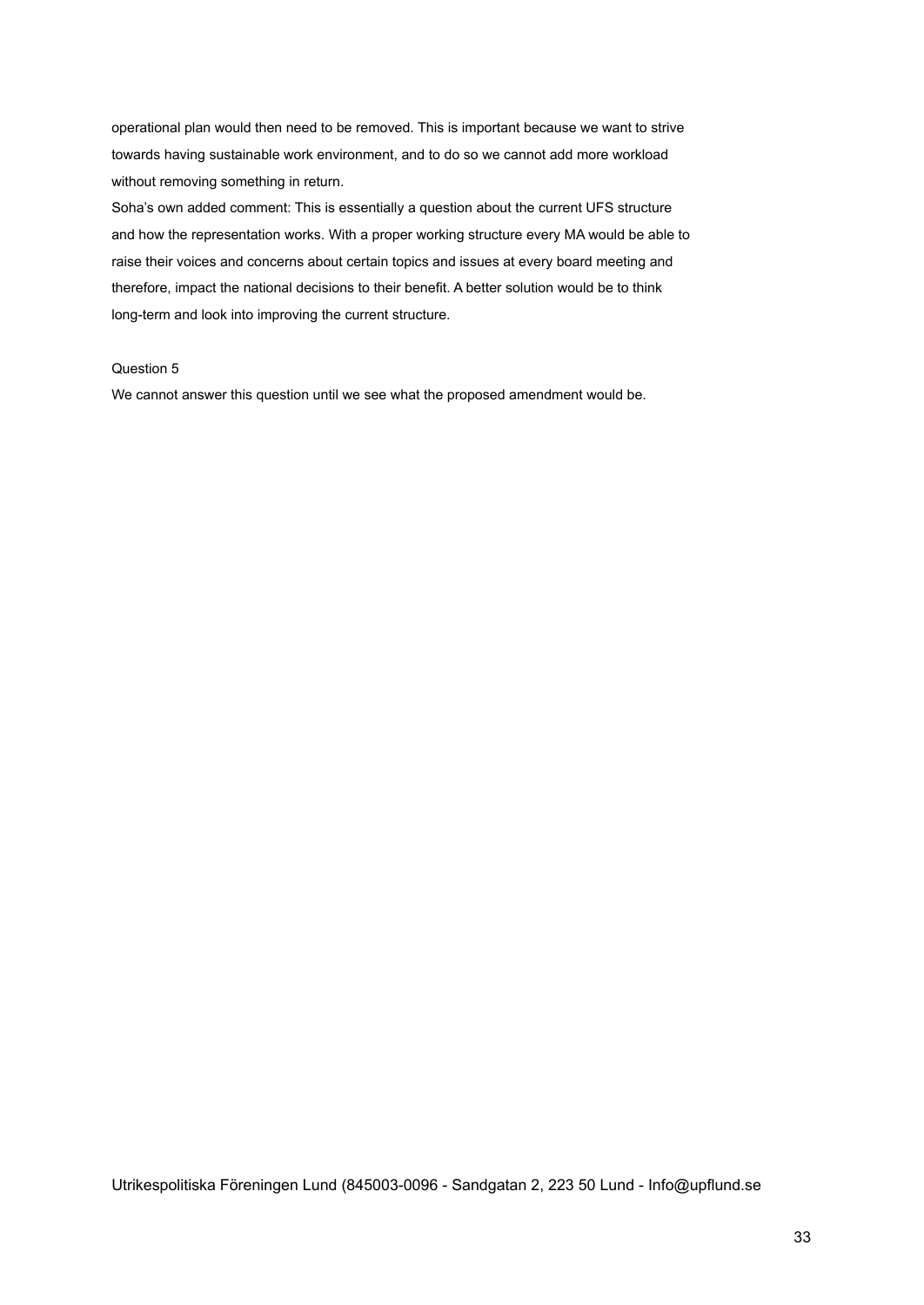operational plan would then need to be removed. This is important because we want to strive towards having sustainable work environment, and to do so we cannot add more workload without removing something in return.

Soha's own added comment: This is essentially a question about the current UFS structure and how the representation works. With a proper working structure every MA would be able to raise their voices and concerns about certain topics and issues at every board meeting and therefore, impact the national decisions to their benefit. A better solution would be to think long-term and look into improving the current structure.

Question 5

We cannot answer this question until we see what the proposed amendment would be.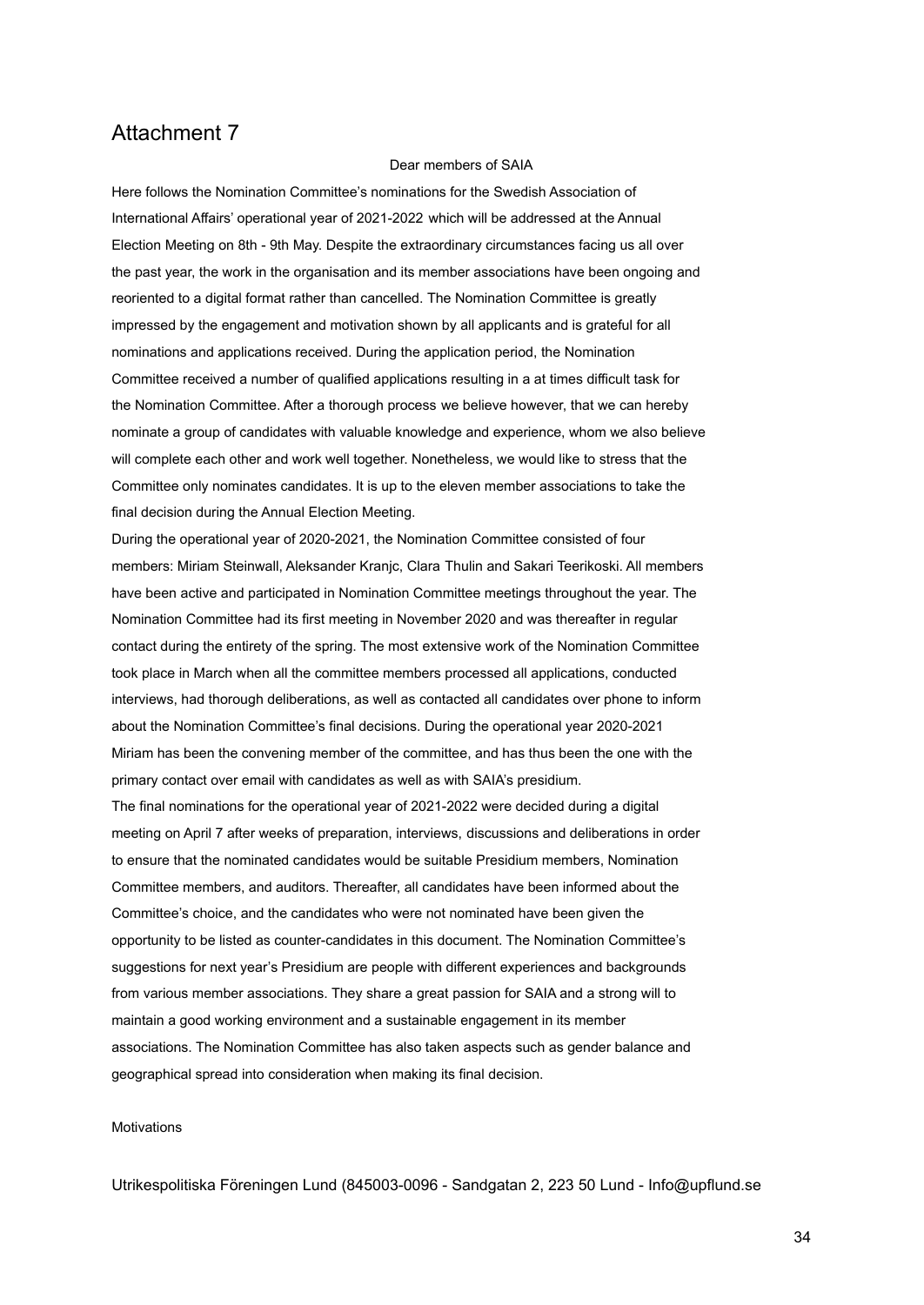# Attachment 7

Dear members of SAIA

Here follows the Nomination Committee's nominations for the Swedish Association of International Affairs' operational year of 2021-2022 which will be addressed at the Annual Election Meeting on 8th - 9th May. Despite the extraordinary circumstances facing us all over the past year, the work in the organisation and its member associations have been ongoing and reoriented to a digital format rather than cancelled. The Nomination Committee is greatly impressed by the engagement and motivation shown by all applicants and is grateful for all nominations and applications received. During the application period, the Nomination Committee received a number of qualified applications resulting in a at times difficult task for the Nomination Committee. After a thorough process we believe however, that we can hereby nominate a group of candidates with valuable knowledge and experience, whom we also believe will complete each other and work well together. Nonetheless, we would like to stress that the Committee only nominates candidates. It is up to the eleven member associations to take the final decision during the Annual Election Meeting.

During the operational year of 2020-2021, the Nomination Committee consisted of four members: Miriam Steinwall, Aleksander Kranjc, Clara Thulin and Sakari Teerikoski. All members have been active and participated in Nomination Committee meetings throughout the year. The Nomination Committee had its first meeting in November 2020 and was thereafter in regular contact during the entirety of the spring. The most extensive work of the Nomination Committee took place in March when all the committee members processed all applications, conducted interviews, had thorough deliberations, as well as contacted all candidates over phone to inform about the Nomination Committee's final decisions. During the operational year 2020-2021 Miriam has been the convening member of the committee, and has thus been the one with the primary contact over email with candidates as well as with SAIA's presidium.

The final nominations for the operational year of 2021-2022 were decided during a digital meeting on April 7 after weeks of preparation, interviews, discussions and deliberations in order to ensure that the nominated candidates would be suitable Presidium members, Nomination Committee members, and auditors. Thereafter, all candidates have been informed about the Committee's choice, and the candidates who were not nominated have been given the opportunity to be listed as counter-candidates in this document. The Nomination Committee's suggestions for next year's Presidium are people with different experiences and backgrounds from various member associations. They share a great passion for SAIA and a strong will to maintain a good working environment and a sustainable engagement in its member associations. The Nomination Committee has also taken aspects such as gender balance and geographical spread into consideration when making its final decision.

Motivations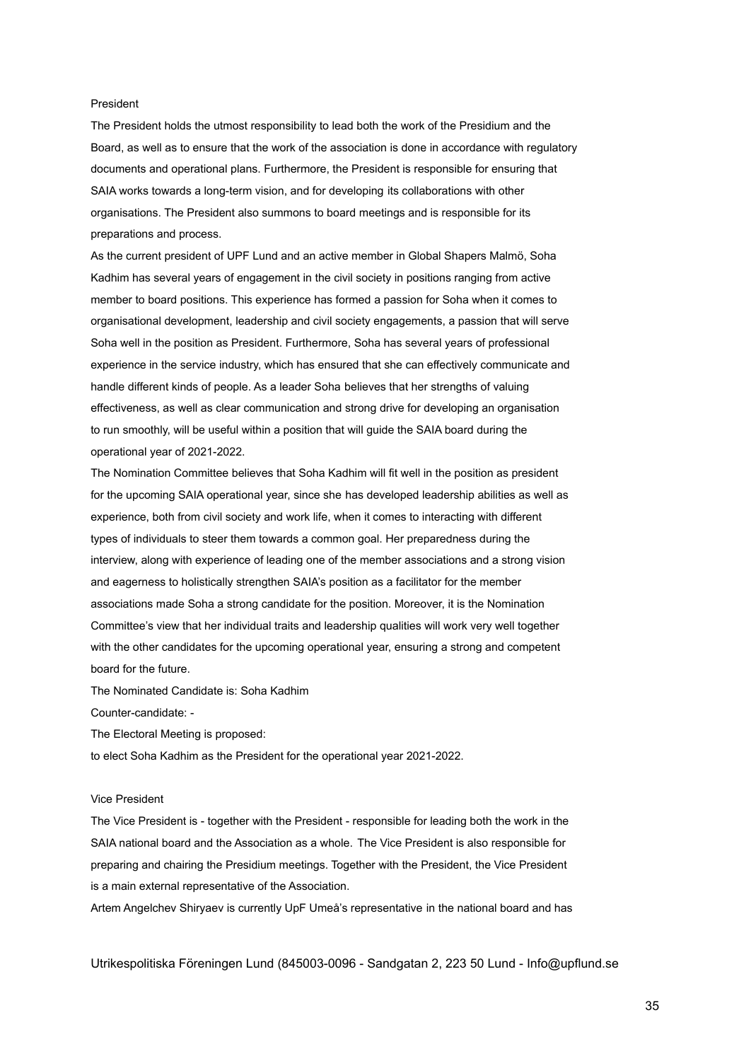### President

The President holds the utmost responsibility to lead both the work of the Presidium and the Board, as well as to ensure that the work of the association is done in accordance with regulatory documents and operational plans. Furthermore, the President is responsible for ensuring that SAIA works towards a long-term vision, and for developing its collaborations with other organisations. The President also summons to board meetings and is responsible for its preparations and process.

As the current president of UPF Lund and an active member in Global Shapers Malmö, Soha Kadhim has several years of engagement in the civil society in positions ranging from active member to board positions. This experience has formed a passion for Soha when it comes to organisational development, leadership and civil society engagements, a passion that will serve Soha well in the position as President. Furthermore, Soha has several years of professional experience in the service industry, which has ensured that she can effectively communicate and handle different kinds of people. As a leader Soha believes that her strengths of valuing effectiveness, as well as clear communication and strong drive for developing an organisation to run smoothly, will be useful within a position that will guide the SAIA board during the operational year of 2021-2022.

The Nomination Committee believes that Soha Kadhim will fit well in the position as president for the upcoming SAIA operational year, since she has developed leadership abilities as well as experience, both from civil society and work life, when it comes to interacting with different types of individuals to steer them towards a common goal. Her preparedness during the interview, along with experience of leading one of the member associations and a strong vision and eagerness to holistically strengthen SAIA's position as a facilitator for the member associations made Soha a strong candidate for the position. Moreover, it is the Nomination Committee's view that her individual traits and leadership qualities will work very well together with the other candidates for the upcoming operational year, ensuring a strong and competent board for the future.

The Nominated Candidate is: Soha Kadhim

Counter-candidate: -

The Electoral Meeting is proposed:

to elect Soha Kadhim as the President for the operational year 2021-2022.

### Vice President

The Vice President is - together with the President - responsible for leading both the work in the SAIA national board and the Association as a whole. The Vice President is also responsible for preparing and chairing the Presidium meetings. Together with the President, the Vice President is a main external representative of the Association.

Artem Angelchev Shiryaev is currently UpF Umeå's representative in the national board and has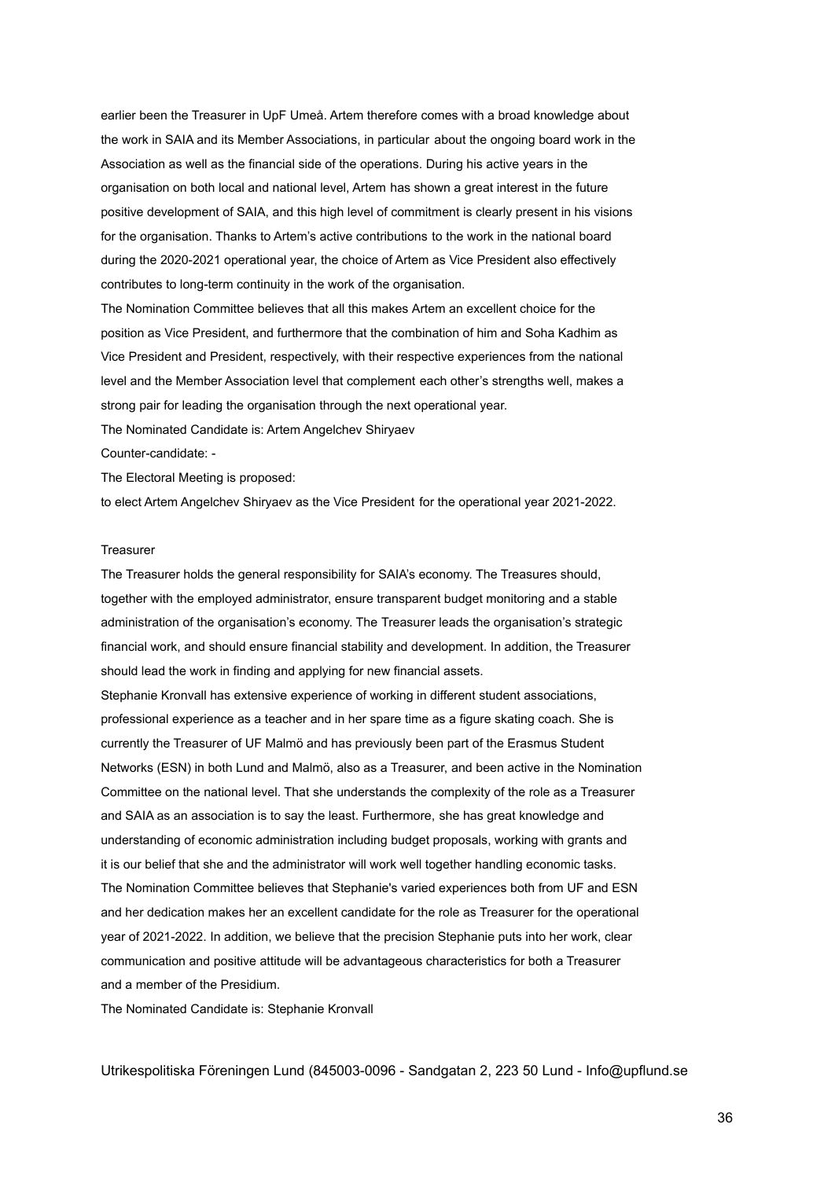earlier been the Treasurer in UpF Umeå. Artem therefore comes with a broad knowledge about the work in SAIA and its Member Associations, in particular about the ongoing board work in the Association as well as the financial side of the operations. During his active years in the organisation on both local and national level, Artem has shown a great interest in the future positive development of SAIA, and this high level of commitment is clearly present in his visions for the organisation. Thanks to Artem's active contributions to the work in the national board during the 2020-2021 operational year, the choice of Artem as Vice President also effectively contributes to long-term continuity in the work of the organisation.

The Nomination Committee believes that all this makes Artem an excellent choice for the position as Vice President, and furthermore that the combination of him and Soha Kadhim as Vice President and President, respectively, with their respective experiences from the national level and the Member Association level that complement each other's strengths well, makes a strong pair for leading the organisation through the next operational year.

The Nominated Candidate is: Artem Angelchev Shiryaev

Counter-candidate: -

The Electoral Meeting is proposed:

to elect Artem Angelchev Shiryaev as the Vice President for the operational year 2021-2022.

### Treasurer

The Treasurer holds the general responsibility for SAIA's economy. The Treasures should, together with the employed administrator, ensure transparent budget monitoring and a stable administration of the organisation's economy. The Treasurer leads the organisation's strategic financial work, and should ensure financial stability and development. In addition, the Treasurer should lead the work in finding and applying for new financial assets.

Stephanie Kronvall has extensive experience of working in different student associations, professional experience as a teacher and in her spare time as a figure skating coach. She is currently the Treasurer of UF Malmö and has previously been part of the Erasmus Student Networks (ESN) in both Lund and Malmö, also as a Treasurer, and been active in the Nomination Committee on the national level. That she understands the complexity of the role as a Treasurer and SAIA as an association is to say the least. Furthermore, she has great knowledge and understanding of economic administration including budget proposals, working with grants and it is our belief that she and the administrator will work well together handling economic tasks. The Nomination Committee believes that Stephanie's varied experiences both from UF and ESN and her dedication makes her an excellent candidate for the role as Treasurer for the operational year of 2021-2022. In addition, we believe that the precision Stephanie puts into her work, clear communication and positive attitude will be advantageous characteristics for both a Treasurer and a member of the Presidium.

The Nominated Candidate is: Stephanie Kronvall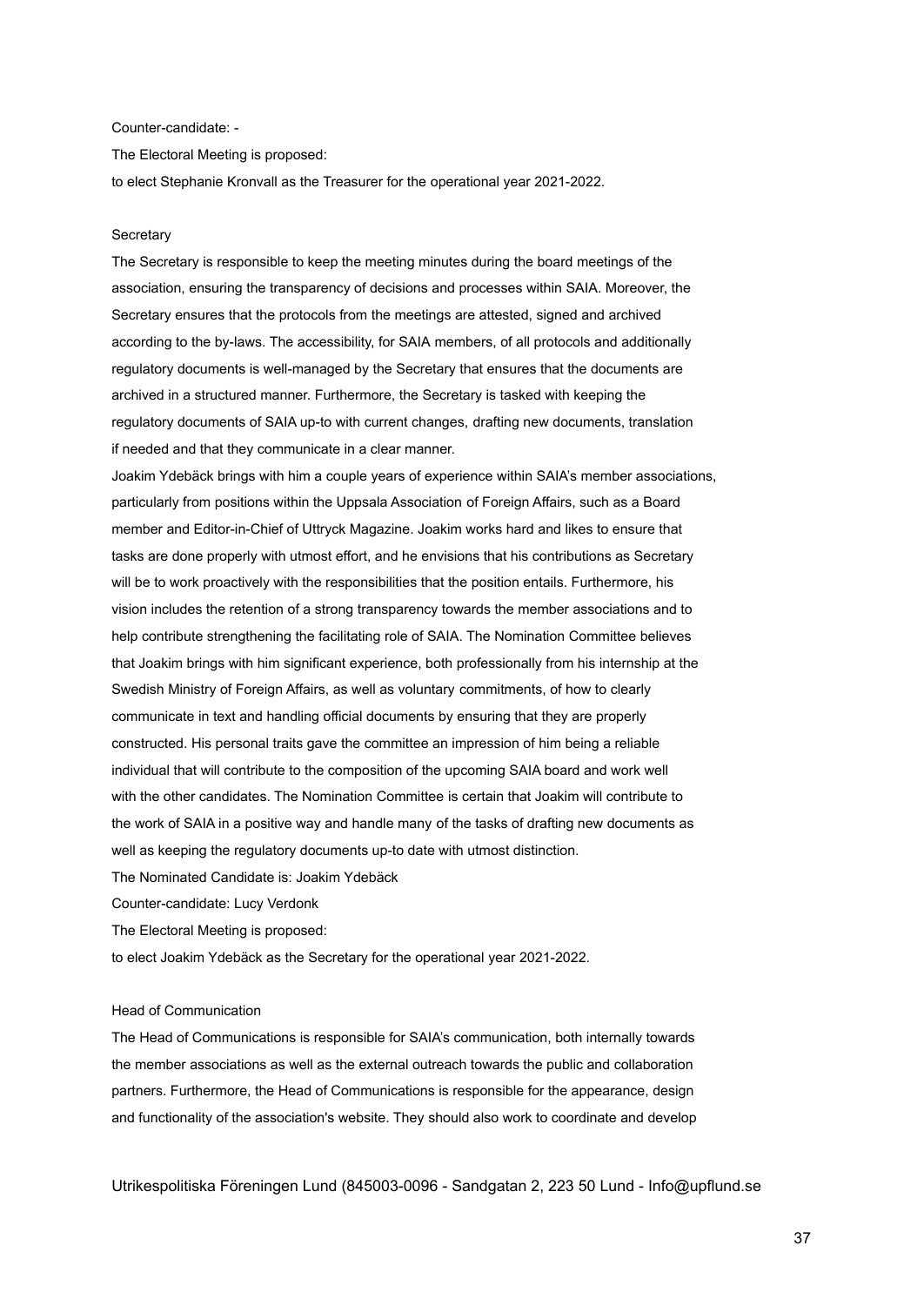Counter-candidate: -

The Electoral Meeting is proposed:

to elect Stephanie Kronvall as the Treasurer for the operational year 2021-2022.

### Secretary

The Secretary is responsible to keep the meeting minutes during the board meetings of the association, ensuring the transparency of decisions and processes within SAIA. Moreover, the Secretary ensures that the protocols from the meetings are attested, signed and archived according to the by-laws. The accessibility, for SAIA members, of all protocols and additionally regulatory documents is well-managed by the Secretary that ensures that the documents are archived in a structured manner. Furthermore, the Secretary is tasked with keeping the regulatory documents of SAIA up-to with current changes, drafting new documents, translation if needed and that they communicate in a clear manner.

Joakim Ydebäck brings with him a couple years of experience within SAIA's member associations, particularly from positions within the Uppsala Association of Foreign Affairs, such as a Board member and Editor-in-Chief of Uttryck Magazine. Joakim works hard and likes to ensure that tasks are done properly with utmost effort, and he envisions that his contributions as Secretary will be to work proactively with the responsibilities that the position entails. Furthermore, his vision includes the retention of a strong transparency towards the member associations and to help contribute strengthening the facilitating role of SAIA. The Nomination Committee believes that Joakim brings with him significant experience, both professionally from his internship at the Swedish Ministry of Foreign Affairs, as well as voluntary commitments, of how to clearly communicate in text and handling official documents by ensuring that they are properly constructed. His personal traits gave the committee an impression of him being a reliable individual that will contribute to the composition of the upcoming SAIA board and work well with the other candidates. The Nomination Committee is certain that Joakim will contribute to the work of SAIA in a positive way and handle many of the tasks of drafting new documents as well as keeping the regulatory documents up-to date with utmost distinction.

The Nominated Candidate is: Joakim Ydebäck

Counter-candidate: Lucy Verdonk

The Electoral Meeting is proposed:

to elect Joakim Ydebäck as the Secretary for the operational year 2021-2022.

### Head of Communication

The Head of Communications is responsible for SAIA's communication, both internally towards the member associations as well as the external outreach towards the public and collaboration partners. Furthermore, the Head of Communications is responsible for the appearance, design and functionality of the association's website. They should also work to coordinate and develop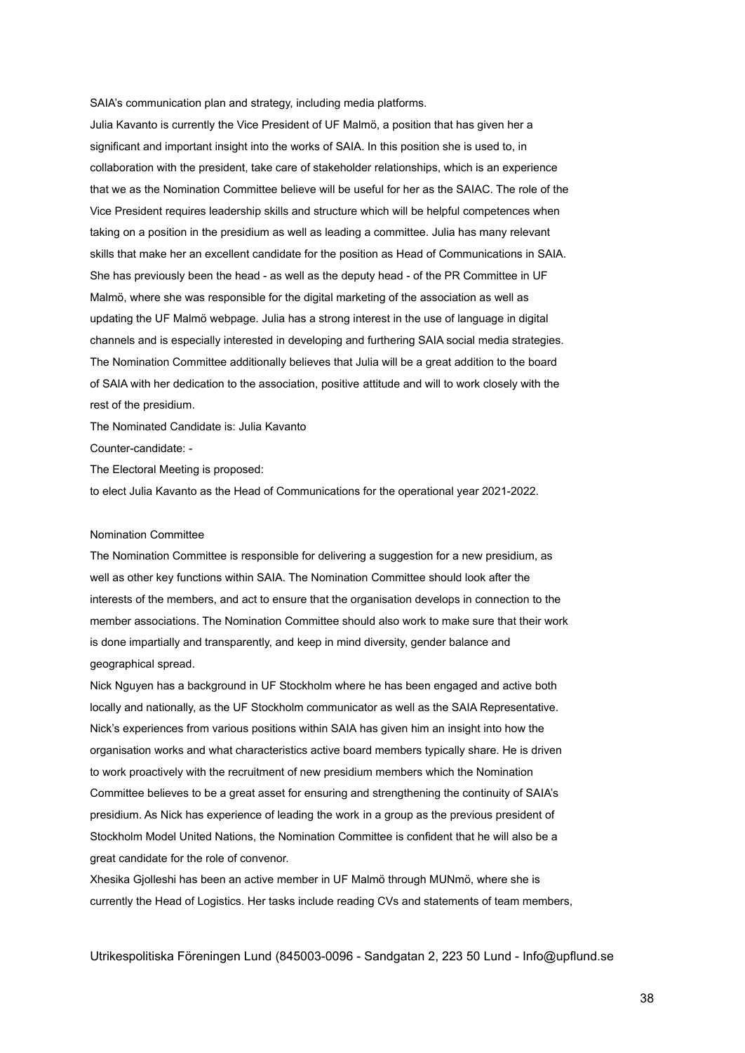SAIA's communication plan and strategy, including media platforms.

Julia Kavanto is currently the Vice President of UF Malmö, a position that has given her a significant and important insight into the works of SAIA. In this position she is used to, in collaboration with the president, take care of stakeholder relationships, which is an experience that we as the Nomination Committee believe will be useful for her as the SAIAC. The role of the Vice President requires leadership skills and structure which will be helpful competences when taking on a position in the presidium as well as leading a committee. Julia has many relevant skills that make her an excellent candidate for the position as Head of Communications in SAIA. She has previously been the head - as well as the deputy head - of the PR Committee in UF Malmö, where she was responsible for the digital marketing of the association as well as updating the UF Malmö webpage. Julia has a strong interest in the use of language in digital channels and is especially interested in developing and furthering SAIA social media strategies. The Nomination Committee additionally believes that Julia will be a great addition to the board of SAIA with her dedication to the association, positive attitude and will to work closely with the rest of the presidium.

The Nominated Candidate is: Julia Kavanto

Counter-candidate: -

The Electoral Meeting is proposed:

to elect Julia Kavanto as the Head of Communications for the operational year 2021-2022.

Nomination Committee

The Nomination Committee is responsible for delivering a suggestion for a new presidium, as well as other key functions within SAIA. The Nomination Committee should look after the interests of the members, and act to ensure that the organisation develops in connection to the member associations. The Nomination Committee should also work to make sure that their work is done impartially and transparently, and keep in mind diversity, gender balance and geographical spread.

Nick Nguyen has a background in UF Stockholm where he has been engaged and active both locally and nationally, as the UF Stockholm communicator as well as the SAIA Representative. Nick's experiences from various positions within SAIA has given him an insight into how the organisation works and what characteristics active board members typically share. He is driven to work proactively with the recruitment of new presidium members which the Nomination Committee believes to be a great asset for ensuring and strengthening the continuity of SAIA's presidium. As Nick has experience of leading the work in a group as the previous president of Stockholm Model United Nations, the Nomination Committee is confident that he will also be a great candidate for the role of convenor.

Xhesika Gjolleshi has been an active member in UF Malmö through MUNmö, where she is currently the Head of Logistics. Her tasks include reading CVs and statements of team members,

Utrikespolitiska Föreningen Lund (845003-0096 - Sandgatan 2, 223 50 Lund - Info@upflund.se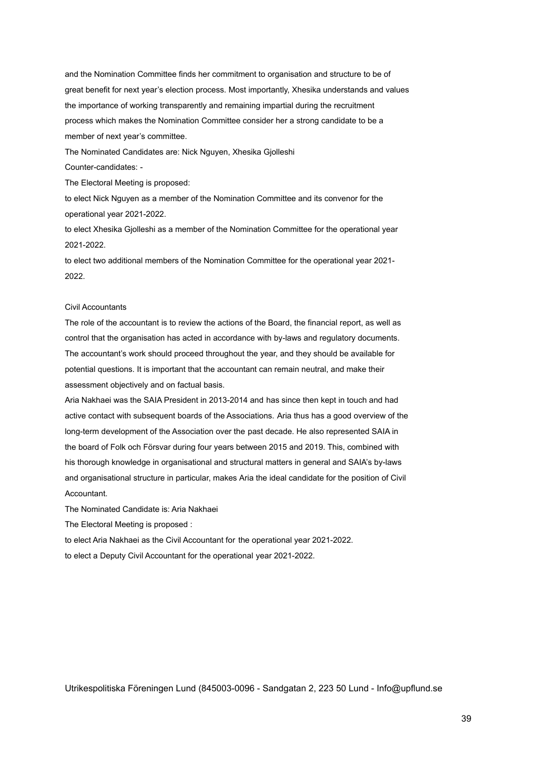and the Nomination Committee finds her commitment to organisation and structure to be of great benefit for next year's election process. Most importantly, Xhesika understands and values the importance of working transparently and remaining impartial during the recruitment process which makes the Nomination Committee consider her a strong candidate to be a member of next year's committee.

The Nominated Candidates are: Nick Nguyen, Xhesika Gjolleshi

Counter-candidates: -

The Electoral Meeting is proposed:

to elect Nick Nguyen as a member of the Nomination Committee and its convenor for the operational year 2021-2022.

to elect Xhesika Gjolleshi as a member of the Nomination Committee for the operational year 2021-2022.

to elect two additional members of the Nomination Committee for the operational year 2021-2022.

## Civil Accountants

The role of the accountant is to review the actions of the Board, the financial report, as well as control that the organisation has acted in accordance with by-laws and regulatory documents. The accountant's work should proceed throughout the year, and they should be available for potential questions. It is important that the accountant can remain neutral, and make their assessment objectively and on factual basis.

Aria Nakhaei was the SAIA President in 2013-2014 and has since then kept in touch and had active contact with subsequent boards of the Associations. Aria thus has a good overview of the long-term development of the Association over the past decade. He also represented SAIA in the board of Folk och Försvar during four years between 2015 and 2019. This, combined with his thorough knowledge in organisational and structural matters in general and SAIA's by-laws and organisational structure in particular, makes Aria the ideal candidate for the position of Civil Accountant.

The Nominated Candidate is: Aria Nakhaei

The Electoral Meeting is proposed :

to elect Aria Nakhaei as the Civil Accountant for the operational year 2021-2022.

to elect a Deputy Civil Accountant for the operational year 2021-2022.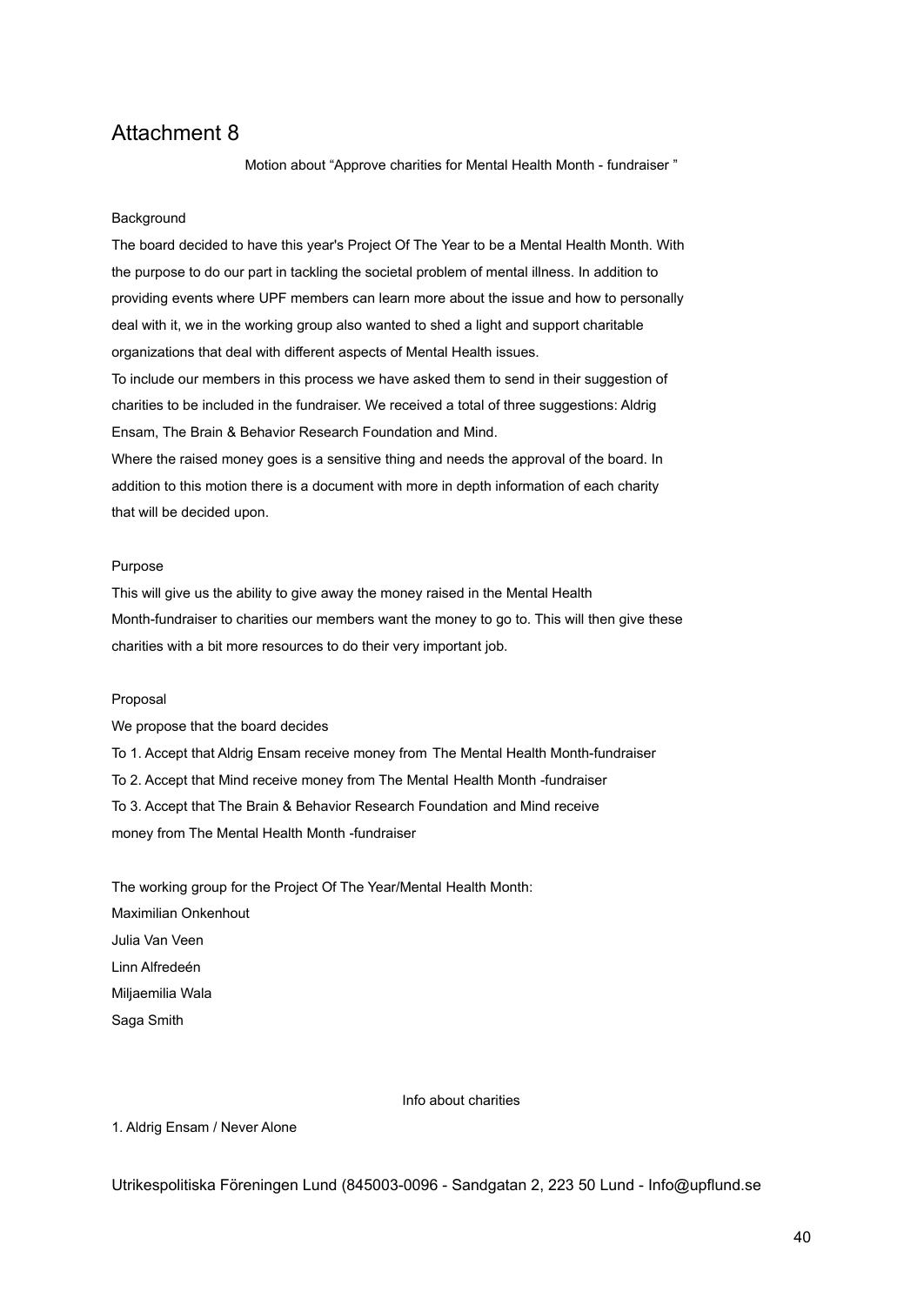# Attachment 8

Motion about "Approve charities for Mental Health Month - fundraiser "

Background

The board decided to have this year's Project Of The Year to be a Mental Health Month. With the purpose to do our part in tackling the societal problem of mental illness. In addition to providing events where UPF members can learn more about the issue and how to personally deal with it, we in the working group also wanted to shed a light and support charitable organizations that deal with different aspects of Mental Health issues.

To include our members in this process we have asked them to send in their suggestion of charities to be included in the fundraiser. We received a total of three suggestions: Aldrig Ensam, The Brain & Behavior Research Foundation and Mind.

Where the raised money goes is a sensitive thing and needs the approval of the board. In addition to this motion there is a document with more in depth information of each charity that will be decided upon.

Purpose

This will give us the ability to give away the money raised in the Mental Health Month-fundraiser to charities our members want the money to go to. This will then give these charities with a bit more resources to do their very important job.

Proposal

We propose that the board decides

To 1. Accept that Aldrig Ensam receive money from The Mental Health Month-fundraiser

To 2. Accept that Mind receive money from The Mental Health Month -fundraiser

To 3. Accept that The Brain & Behavior Research Foundation and Mind receive money from The Mental Health Month -fundraiser

The working group for the Project Of The Year/Mental Health Month:

Maximilian Onkenhout

Julia Van Veen

Linn Alfredeén

Miljaemilia Wala

Saga Smith

Info about charities

1. Aldrig Ensam / Never Alone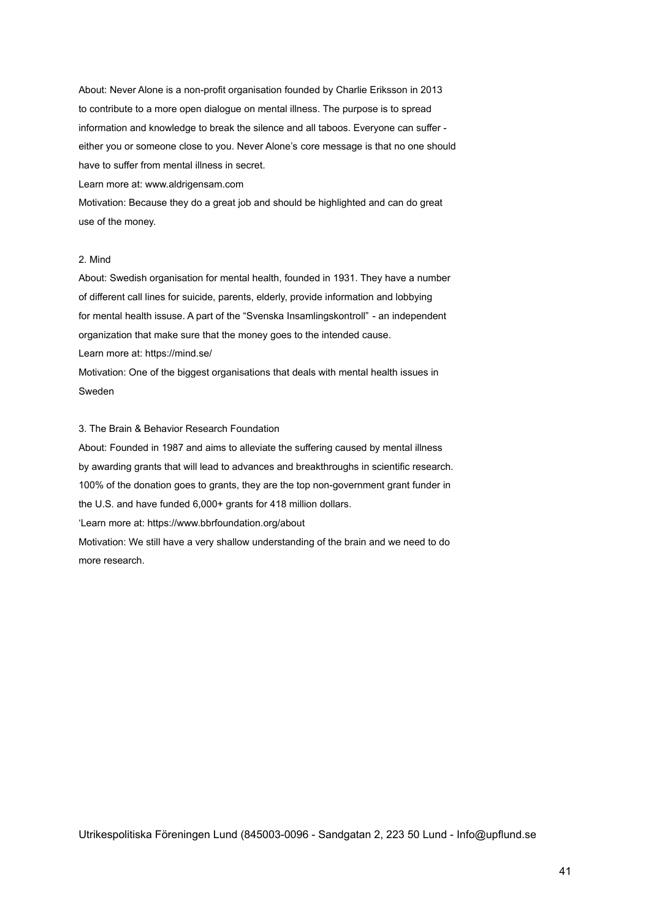About: Never Alone is a non-profit organisation founded by Charlie Eriksson in 2013 to contribute to a more open dialogue on mental illness. The purpose is to spread information and knowledge to break the silence and all taboos. Everyone can suffer - either you or someone close to you. Never Alone's core message is that no one should have to suffer from mental illness in secret.

Learn more at: www.aldrigensam.com

Motivation: Because they do a great job and should be highlighted and can do great use of the money.

2. Mind

About: Swedish organisation for mental health, founded in 1931. They have a number of different call lines for suicide, parents, elderly, provide information and lobbying for mental health issuse. A part of the "Svenska Insamlingskontroll" - an independent organization that make sure that the money goes to the intended cause.

Learn more at: https://mind.se/

Motivation: One of the biggest organisations that deals with mental health issues in Sweden

3. The Brain & Behavior Research Foundation

About: Founded in 1987 and aims to alleviate the suffering caused by mental illness by awarding grants that will lead to advances and breakthroughs in scientific research. 100% of the donation goes to grants, they are the top non-government grant funder in the U.S. and have funded 6,000+ grants for 418 million dollars.

'Learn more at: https://www.bbrfoundation.org/about

Motivation: We still have a very shallow understanding of the brain and we need to do more research.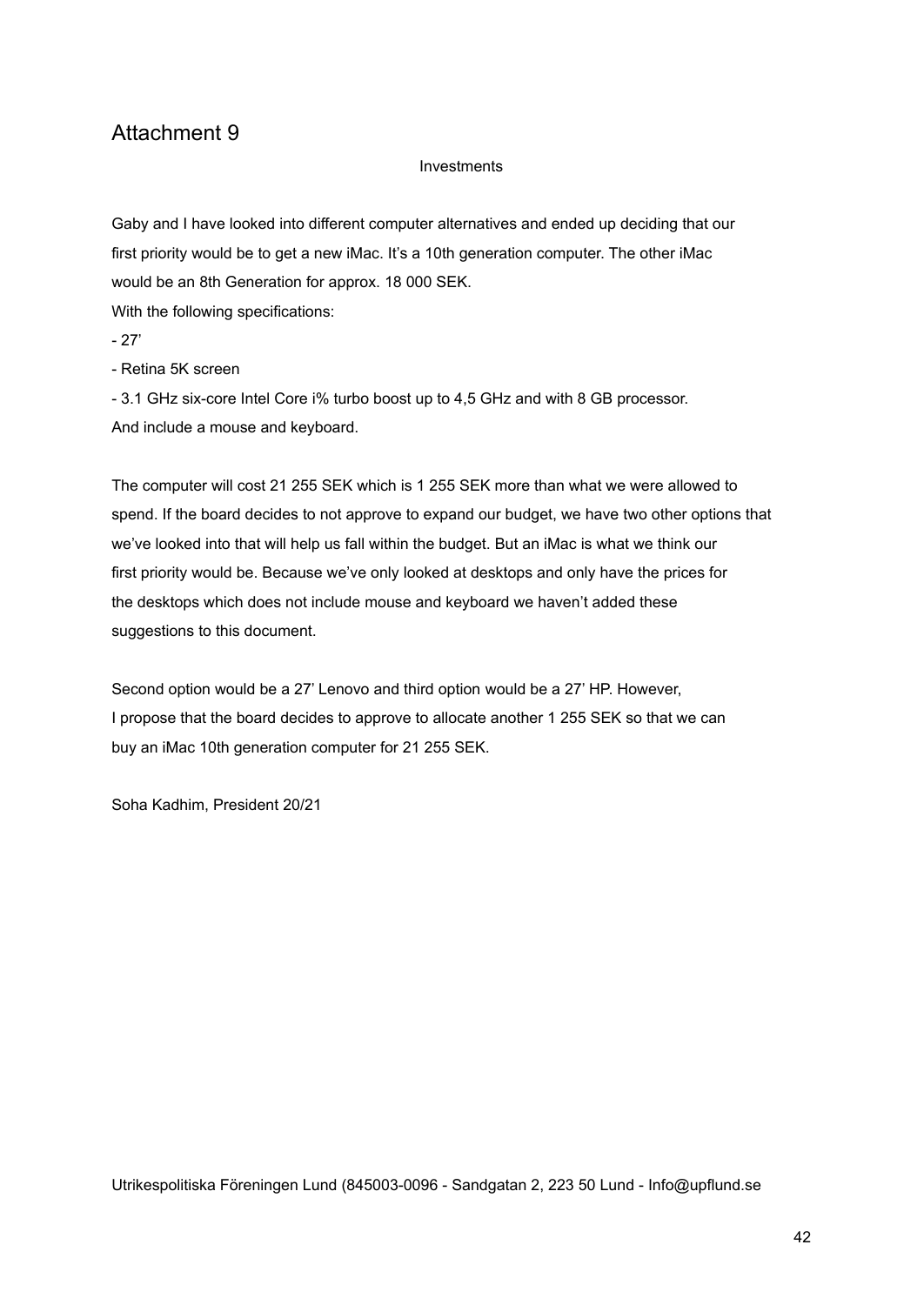# Attachment 9

Investments

Gaby and I have looked into different computer alternatives and ended up deciding that our first priority would be to get a new iMac. It's a 10th generation computer. The other iMac would be an 8th Generation for approx. 18 000 SEK.
With the following specifications:

- 27'
- Retina 5K screen
- 3.1 GHz six-core Intel Core i% turbo boost up to 4,5 GHz and with 8 GB processor.

And include a mouse and keyboard.

The computer will cost 21 255 SEK which is 1 255 SEK more than what we were allowed to spend. If the board decides to not approve to expand our budget, we have two other options that we've looked into that will help us fall within the budget. But an iMac is what we think our first priority would be. Because we've only looked at desktops and only have the prices for the desktops which does not include mouse and keyboard we haven't added these suggestions to this document.

Second option would be a 27' Lenovo and third option would be a 27' HP. However, I propose that the board decides to approve to allocate another 1 255 SEK so that we can buy an iMac 10th generation computer for 21 255 SEK.

Soha Kadhim, President 20/21

Utrikespolitiska Föreningen Lund (845003-0096 - Sandgatan 2, 223 50 Lund - Info@upflund.se